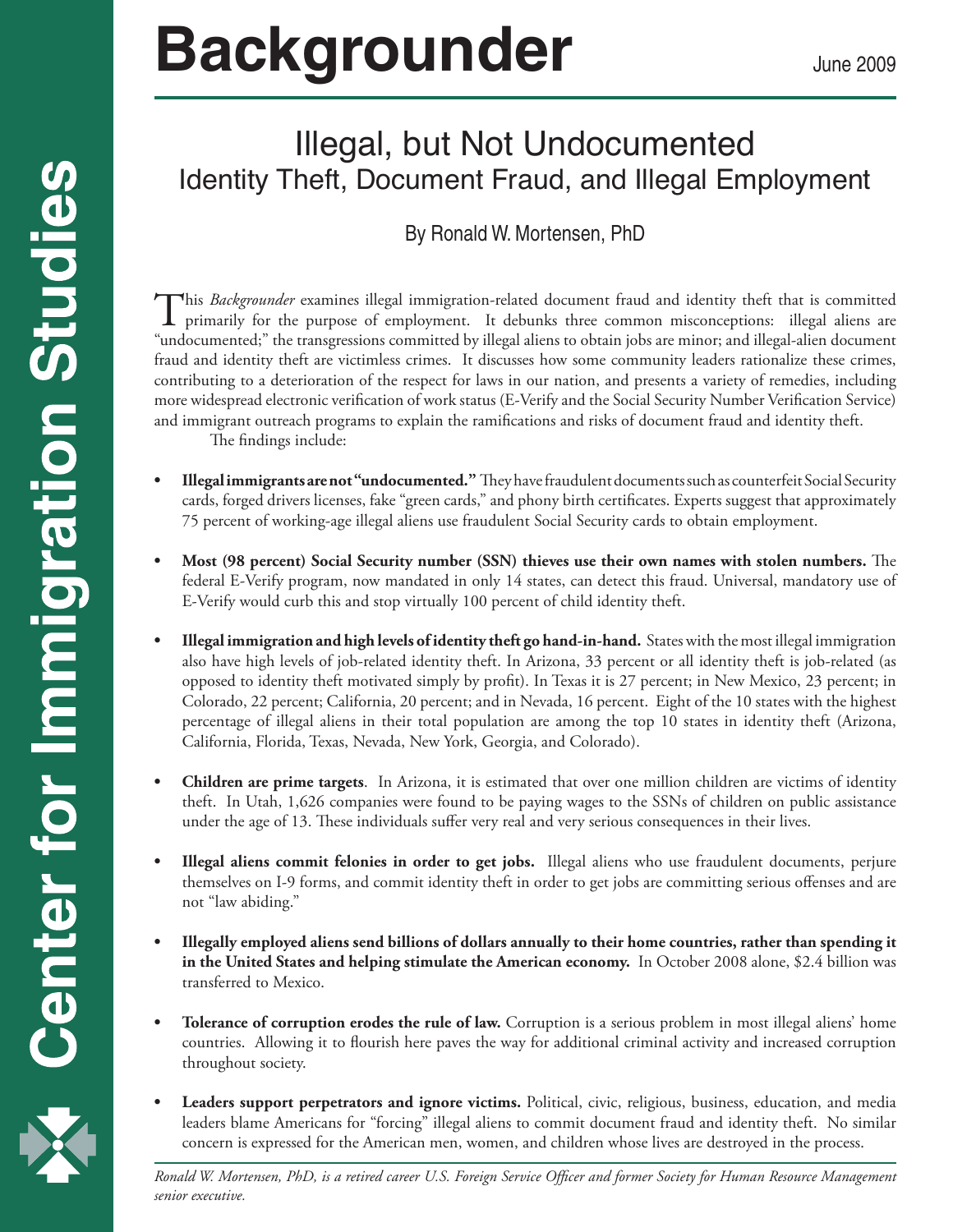# Backgrounder

June 2009

Center for Immigration Studies

## Illegal, but Not Undocumented
### Identity Theft, Document Fraud, and Illegal Employment

By Ronald W. Mortensen, PhD

This *Backgrounder* examines illegal immigration-related document fraud and identity theft that is committed primarily for the purpose of employment. It debunks three common misconceptions: illegal aliens are "undocumented;" the transgressions committed by illegal aliens to obtain jobs are minor; and illegal-alien document fraud and identity theft are victimless crimes. It discusses how some community leaders rationalize these crimes, contributing to a deterioration of the respect for laws in our nation, and presents a variety of remedies, including more widespread electronic verification of work status (E-Verify and the Social Security Number Verification Service) and immigrant outreach programs to explain the ramifications and risks of document fraud and identity theft.

The findings include:

- **Illegal immigrants are not "undocumented."** They have fraudulent documents such as counterfeit Social Security cards, forged drivers licenses, fake "green cards," and phony birth certificates. Experts suggest that approximately 75 percent of working-age illegal aliens use fraudulent Social Security cards to obtain employment.
- **Most (98 percent) Social Security number (SSN) thieves use their own names with stolen numbers.** The federal E-Verify program, now mandated in only 14 states, can detect this fraud. Universal, mandatory use of E-Verify would curb this and stop virtually 100 percent of child identity theft.
- **Illegal immigration and high levels of identity theft go hand-in-hand.** States with the most illegal immigration also have high levels of job-related identity theft. In Arizona, 33 percent or all identity theft is job-related (as opposed to identity theft motivated simply by profit). In Texas it is 27 percent; in New Mexico, 23 percent; in Colorado, 22 percent; California, 20 percent; and in Nevada, 16 percent. Eight of the 10 states with the highest percentage of illegal aliens in their total population are among the top 10 states in identity theft (Arizona, California, Florida, Texas, Nevada, New York, Georgia, and Colorado).
- **Children are prime targets**. In Arizona, it is estimated that over one million children are victims of identity theft. In Utah, 1,626 companies were found to be paying wages to the SSNs of children on public assistance under the age of 13. These individuals suffer very real and very serious consequences in their lives.
- **Illegal aliens commit felonies in order to get jobs.** Illegal aliens who use fraudulent documents, perjure themselves on I-9 forms, and commit identity theft in order to get jobs are committing serious offenses and are not "law abiding."
- **Illegally employed aliens send billions of dollars annually to their home countries, rather than spending it in the United States and helping stimulate the American economy.** In October 2008 alone, $2.4 billion was transferred to Mexico.
- **Tolerance of corruption erodes the rule of law.** Corruption is a serious problem in most illegal aliens' home countries. Allowing it to flourish here paves the way for additional criminal activity and increased corruption throughout society.
- **Leaders support perpetrators and ignore victims.** Political, civic, religious, business, education, and media leaders blame Americans for "forcing" illegal aliens to commit document fraud and identity theft. No similar concern is expressed for the American men, women, and children whose lives are destroyed in the process.

*Ronald W. Mortensen, PhD, is a retired career U.S. Foreign Service Officer and former Society for Human Resource Management senior executive.*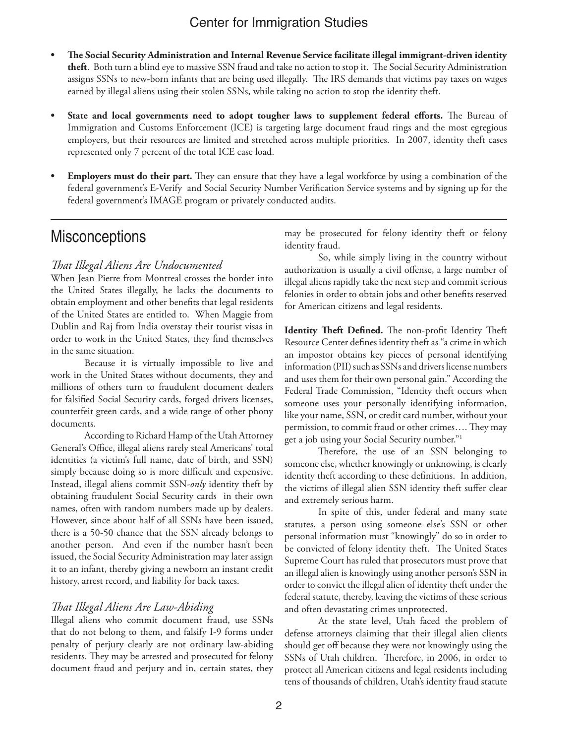- **The Social Security Administration and Internal Revenue Service facilitate illegal immigrant-driven identity theft**. Both turn a blind eye to massive SSN fraud and take no action to stop it. The Social Security Administration assigns SSNs to new-born infants that are being used illegally. The IRS demands that victims pay taxes on wages earned by illegal aliens using their stolen SSNs, while taking no action to stop the identity theft.

- **State and local governments need to adopt tougher laws to supplement federal efforts.** The Bureau of Immigration and Customs Enforcement (ICE) is targeting large document fraud rings and the most egregious employers, but their resources are limited and stretched across multiple priorities. In 2007, identity theft cases represented only 7 percent of the total ICE case load.

- **Employers must do their part.** They can ensure that they have a legal workforce by using a combination of the federal government's E-Verify and Social Security Number Verification Service systems and by signing up for the federal government's IMAGE program or privately conducted audits.

## Misconceptions

### *That Illegal Aliens Are Undocumented*

When Jean Pierre from Montreal crosses the border into the United States illegally, he lacks the documents to obtain employment and other benefits that legal residents of the United States are entitled to. When Maggie from Dublin and Raj from India overstay their tourist visas in order to work in the United States, they find themselves in the same situation.

Because it is virtually impossible to live and work in the United States without documents, they and millions of others turn to fraudulent document dealers for falsified Social Security cards, forged drivers licenses, counterfeit green cards, and a wide range of other phony documents.

According to Richard Hamp of the Utah Attorney General's Office, illegal aliens rarely steal Americans' total identities (a victim's full name, date of birth, and SSN) simply because doing so is more difficult and expensive. Instead, illegal aliens commit SSN-*only* identity theft by obtaining fraudulent Social Security cards in their own names, often with random numbers made up by dealers. However, since about half of all SSNs have been issued, there is a 50-50 chance that the SSN already belongs to another person. And even if the number hasn't been issued, the Social Security Administration may later assign it to an infant, thereby giving a newborn an instant credit history, arrest record, and liability for back taxes.

### *That Illegal Aliens Are Law-Abiding*

Illegal aliens who commit document fraud, use SSNs that do not belong to them, and falsify I-9 forms under penalty of perjury clearly are not ordinary law-abiding residents. They may be arrested and prosecuted for felony document fraud and perjury and in, certain states, they may be prosecuted for felony identity theft or felony identity fraud.

So, while simply living in the country without authorization is usually a civil offense, a large number of illegal aliens rapidly take the next step and commit serious felonies in order to obtain jobs and other benefits reserved for American citizens and legal residents.

**Identity Theft Defined.** The non-profit Identity Theft Resource Center defines identity theft as "a crime in which an impostor obtains key pieces of personal identifying information (PII) such as SSNs and drivers license numbers and uses them for their own personal gain." According the Federal Trade Commission, "Identity theft occurs when someone uses your personally identifying information, like your name, SSN, or credit card number, without your permission, to commit fraud or other crimes…. They may get a job using your Social Security number."[1]

Therefore, the use of an SSN belonging to someone else, whether knowingly or unknowing, is clearly identity theft according to these definitions. In addition, the victims of illegal alien SSN identity theft suffer clear and extremely serious harm.

In spite of this, under federal and many state statutes, a person using someone else's SSN or other personal information must "knowingly" do so in order to be convicted of felony identity theft. The United States Supreme Court has ruled that prosecutors must prove that an illegal alien is knowingly using another person's SSN in order to convict the illegal alien of identity theft under the federal statute, thereby, leaving the victims of these serious and often devastating crimes unprotected.

At the state level, Utah faced the problem of defense attorneys claiming that their illegal alien clients should get off because they were not knowingly using the SSNs of Utah children. Therefore, in 2006, in order to protect all American citizens and legal residents including tens of thousands of children, Utah's identity fraud statute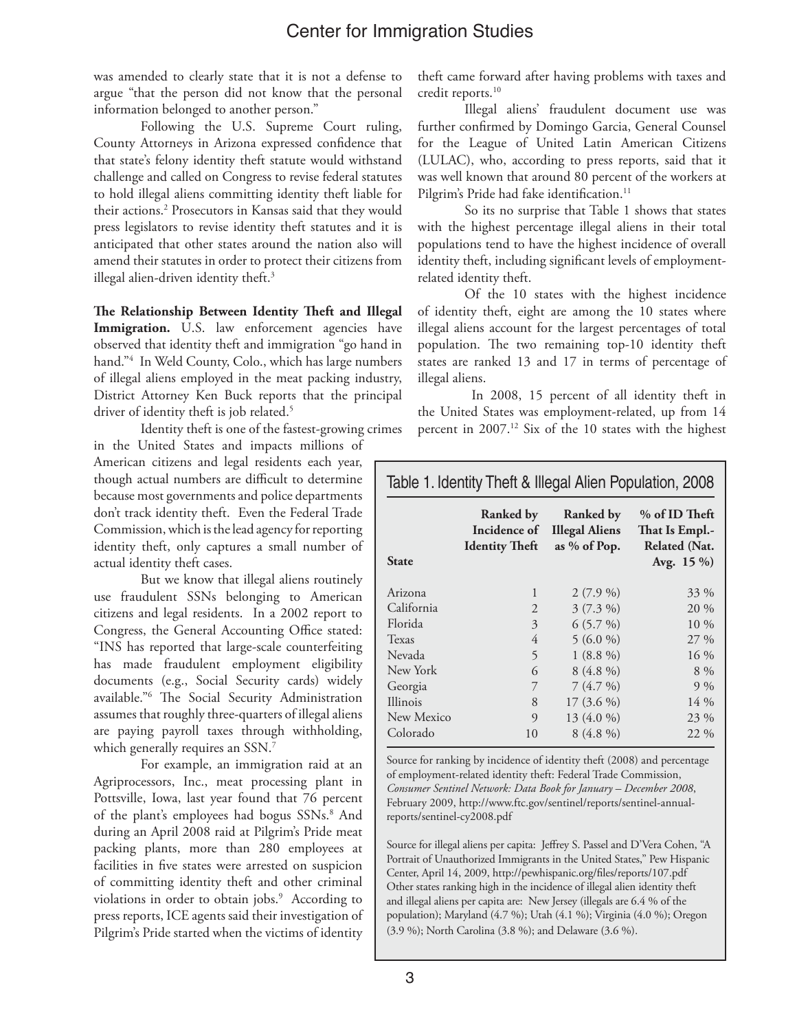was amended to clearly state that it is not a defense to argue "that the person did not know that the personal information belonged to another person."

Following the U.S. Supreme Court ruling, County Attorneys in Arizona expressed confidence that that state's felony identity theft statute would withstand challenge and called on Congress to revise federal statutes to hold illegal aliens committing identity theft liable for their actions.[2] Prosecutors in Kansas said that they would press legislators to revise identity theft statutes and it is anticipated that other states around the nation also will amend their statutes in order to protect their citizens from illegal alien-driven identity theft.[3]

**The Relationship Between Identity Theft and Illegal Immigration.** U.S. law enforcement agencies have observed that identity theft and immigration "go hand in hand."[4] In Weld County, Colo., which has large numbers of illegal aliens employed in the meat packing industry, District Attorney Ken Buck reports that the principal driver of identity theft is job related.[5]

Identity theft is one of the fastest-growing crimes in the United States and impacts millions of American citizens and legal residents each year, though actual numbers are difficult to determine because most governments and police departments don't track identity theft. Even the Federal Trade Commission, which is the lead agency for reporting identity theft, only captures a small number of actual identity theft cases.

But we know that illegal aliens routinely use fraudulent SSNs belonging to American citizens and legal residents. In a 2002 report to Congress, the General Accounting Office stated: "INS has reported that large-scale counterfeiting has made fraudulent employment eligibility documents (e.g., Social Security cards) widely available."[6] The Social Security Administration assumes that roughly three-quarters of illegal aliens are paying payroll taxes through withholding, which generally requires an SSN.[7]

For example, an immigration raid at an Agriprocessors, Inc., meat processing plant in Pottsville, Iowa, last year found that 76 percent of the plant's employees had bogus SSNs.[8] And during an April 2008 raid at Pilgrim's Pride meat packing plants, more than 280 employees at facilities in five states were arrested on suspicion of committing identity theft and other criminal violations in order to obtain jobs.[9] According to press reports, ICE agents said their investigation of Pilgrim's Pride started when the victims of identity theft came forward after having problems with taxes and credit reports.[10]

Illegal aliens' fraudulent document use was further confirmed by Domingo Garcia, General Counsel for the League of United Latin American Citizens (LULAC), who, according to press reports, said that it was well known that around 80 percent of the workers at Pilgrim's Pride had fake identification.[11]

So its no surprise that Table 1 shows that states with the highest percentage illegal aliens in their total populations tend to have the highest incidence of overall identity theft, including significant levels of employment-related identity theft.

Of the 10 states with the highest incidence of identity theft, eight are among the 10 states where illegal aliens account for the largest percentages of total population. The two remaining top-10 identity theft states are ranked 13 and 17 in terms of percentage of illegal aliens.

In 2008, 15 percent of all identity theft in the United States was employment-related, up from 14 percent in 2007.[12] Six of the 10 states with the highest

**Table 1. Identity Theft & Illegal Alien Population, 2008**

| State | Ranked by Incidence of Identity Theft | Ranked by Illegal Aliens as % of Pop. | % of ID Theft That Is Empl.-Related (Nat. Avg. 15 %) |
|---|---|---|---|
| Arizona | 1 | 2 (7.9 %) | 33 % |
| California | 2 | 3 (7.3 %) | 20 % |
| Florida | 3 | 6 (5.7 %) | 10 % |
| Texas | 4 | 5 (6.0 %) | 27 % |
| Nevada | 5 | 1 (8.8 %) | 16 % |
| New York | 6 | 8 (4.8 %) | 8 % |
| Georgia | 7 | 7 (4.7 %) | 9 % |
| Illinois | 8 | 17 (3.6 %) | 14 % |
| New Mexico | 9 | 13 (4.0 %) | 23 % |
| Colorado | 10 | 8 (4.8 %) | 22 % |

Source for ranking by incidence of identity theft (2008) and percentage of employment-related identity theft: Federal Trade Commission, *Consumer Sentinel Network: Data Book for January – December 2008*, February 2009, http://www.ftc.gov/sentinel/reports/sentinel-annual-reports/sentinel-cy2008.pdf

Source for illegal aliens per capita: Jeffrey S. Passel and D'Vera Cohen, "A Portrait of Unauthorized Immigrants in the United States," Pew Hispanic Center, April 14, 2009, http://pewhispanic.org/files/reports/107.pdf
Other states ranking high in the incidence of illegal alien identity theft and illegal aliens per capita are: New Jersey (illegals are 6.4 % of the population); Maryland (4.7 %); Utah (4.1 %); Virginia (4.0 %); Oregon (3.9 %); North Carolina (3.8 %); and Delaware (3.6 %).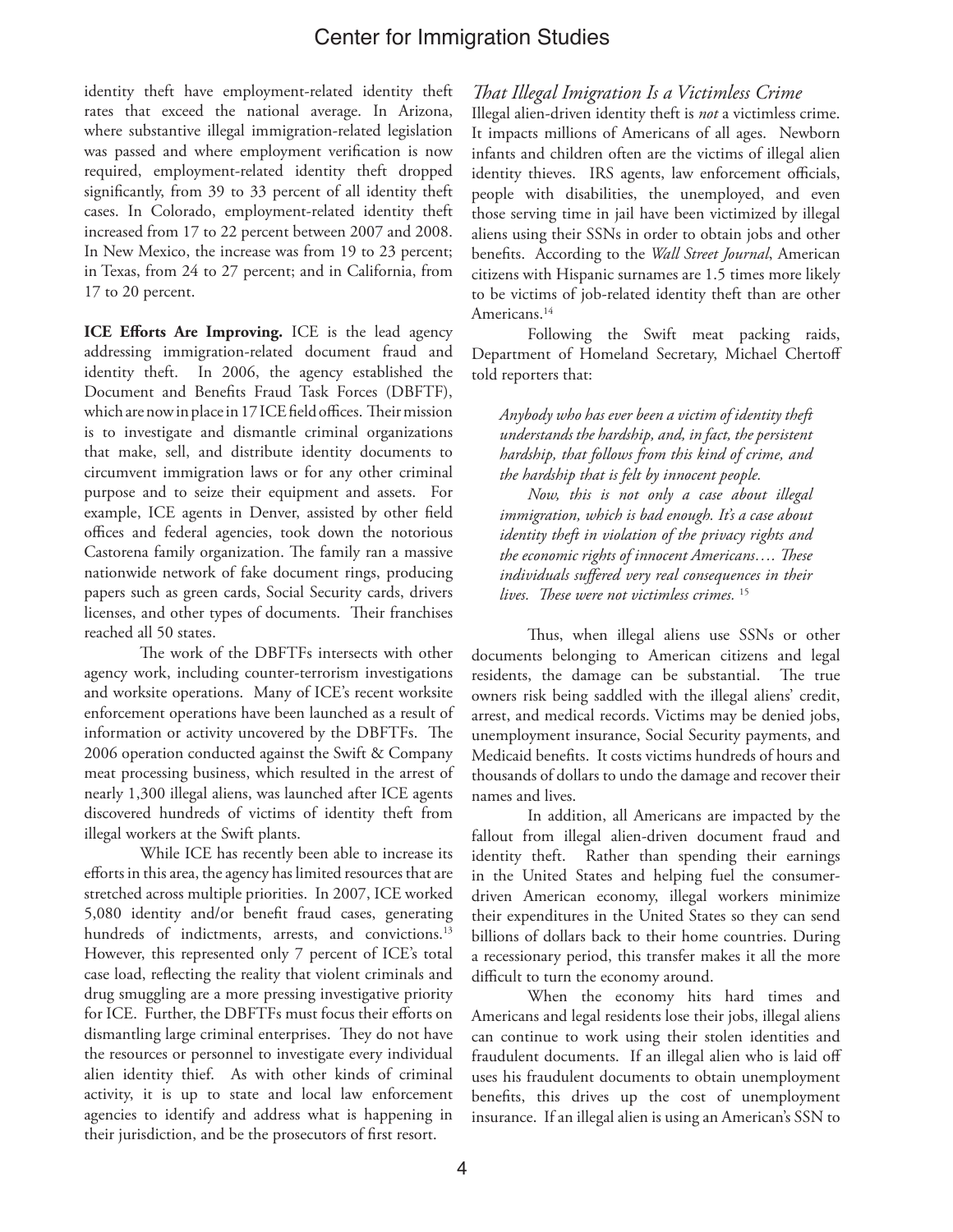identity theft have employment-related identity theft rates that exceed the national average. In Arizona, where substantive illegal immigration-related legislation was passed and where employment verification is now required, employment-related identity theft dropped significantly, from 39 to 33 percent of all identity theft cases. In Colorado, employment-related identity theft increased from 17 to 22 percent between 2007 and 2008. In New Mexico, the increase was from 19 to 23 percent; in Texas, from 24 to 27 percent; and in California, from 17 to 20 percent.

**ICE Efforts Are Improving.** ICE is the lead agency addressing immigration-related document fraud and identity theft. In 2006, the agency established the Document and Benefits Fraud Task Forces (DBFTF), which are now in place in 17 ICE field offices. Their mission is to investigate and dismantle criminal organizations that make, sell, and distribute identity documents to circumvent immigration laws or for any other criminal purpose and to seize their equipment and assets. For example, ICE agents in Denver, assisted by other field offices and federal agencies, took down the notorious Castorena family organization. The family ran a massive nationwide network of fake document rings, producing papers such as green cards, Social Security cards, drivers licenses, and other types of documents. Their franchises reached all 50 states.

The work of the DBFTFs intersects with other agency work, including counter-terrorism investigations and worksite operations. Many of ICE's recent worksite enforcement operations have been launched as a result of information or activity uncovered by the DBFTFs. The 2006 operation conducted against the Swift & Company meat processing business, which resulted in the arrest of nearly 1,300 illegal aliens, was launched after ICE agents discovered hundreds of victims of identity theft from illegal workers at the Swift plants.

While ICE has recently been able to increase its efforts in this area, the agency has limited resources that are stretched across multiple priorities. In 2007, ICE worked 5,080 identity and/or benefit fraud cases, generating hundreds of indictments, arrests, and convictions.[13] However, this represented only 7 percent of ICE's total case load, reflecting the reality that violent criminals and drug smuggling are a more pressing investigative priority for ICE. Further, the DBFTFs must focus their efforts on dismantling large criminal enterprises. They do not have the resources or personnel to investigate every individual alien identity thief. As with other kinds of criminal activity, it is up to state and local law enforcement agencies to identify and address what is happening in their jurisdiction, and be the prosecutors of first resort.

### *That Illegal Imigration Is a Victimless Crime*

Illegal alien-driven identity theft is *not* a victimless crime. It impacts millions of Americans of all ages. Newborn infants and children often are the victims of illegal alien identity thieves. IRS agents, law enforcement officials, people with disabilities, the unemployed, and even those serving time in jail have been victimized by illegal aliens using their SSNs in order to obtain jobs and other benefits. According to the *Wall Street Journal*, American citizens with Hispanic surnames are 1.5 times more likely to be victims of job-related identity theft than are other Americans.[14]

Following the Swift meat packing raids, Department of Homeland Secretary, Michael Chertoff told reporters that:

> *Anybody who has ever been a victim of identity theft understands the hardship, and, in fact, the persistent hardship, that follows from this kind of crime, and the hardship that is felt by innocent people.*
>
> *Now, this is not only a case about illegal immigration, which is bad enough. It's a case about identity theft in violation of the privacy rights and the economic rights of innocent Americans…. These individuals suffered very real consequences in their lives. These were not victimless crimes.* [15]

Thus, when illegal aliens use SSNs or other documents belonging to American citizens and legal residents, the damage can be substantial. The true owners risk being saddled with the illegal aliens' credit, arrest, and medical records. Victims may be denied jobs, unemployment insurance, Social Security payments, and Medicaid benefits. It costs victims hundreds of hours and thousands of dollars to undo the damage and recover their names and lives.

In addition, all Americans are impacted by the fallout from illegal alien-driven document fraud and identity theft. Rather than spending their earnings in the United States and helping fuel the consumer-driven American economy, illegal workers minimize their expenditures in the United States so they can send billions of dollars back to their home countries. During a recessionary period, this transfer makes it all the more difficult to turn the economy around.

When the economy hits hard times and Americans and legal residents lose their jobs, illegal aliens can continue to work using their stolen identities and fraudulent documents. If an illegal alien who is laid off uses his fraudulent documents to obtain unemployment benefits, this drives up the cost of unemployment insurance. If an illegal alien is using an American's SSN to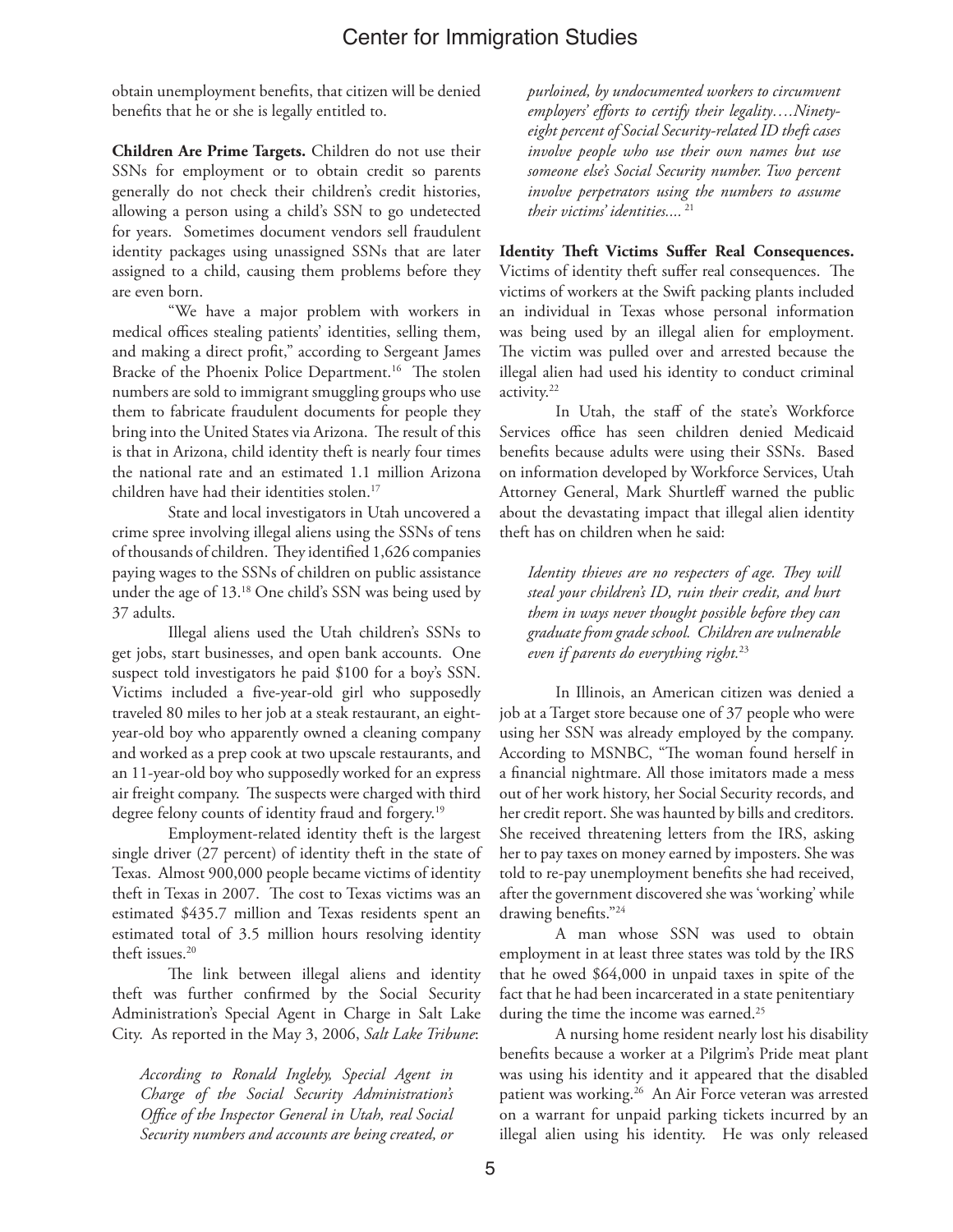obtain unemployment benefits, that citizen will be denied benefits that he or she is legally entitled to.

**Children Are Prime Targets.** Children do not use their SSNs for employment or to obtain credit so parents generally do not check their children's credit histories, allowing a person using a child's SSN to go undetected for years. Sometimes document vendors sell fraudulent identity packages using unassigned SSNs that are later assigned to a child, causing them problems before they are even born.

"We have a major problem with workers in medical offices stealing patients' identities, selling them, and making a direct profit," according to Sergeant James Bracke of the Phoenix Police Department.[16] The stolen numbers are sold to immigrant smuggling groups who use them to fabricate fraudulent documents for people they bring into the United States via Arizona. The result of this is that in Arizona, child identity theft is nearly four times the national rate and an estimated 1.1 million Arizona children have had their identities stolen.[17]

State and local investigators in Utah uncovered a crime spree involving illegal aliens using the SSNs of tens of thousands of children. They identified 1,626 companies paying wages to the SSNs of children on public assistance under the age of 13.[18] One child's SSN was being used by 37 adults.

Illegal aliens used the Utah children's SSNs to get jobs, start businesses, and open bank accounts. One suspect told investigators he paid $100 for a boy's SSN. Victims included a five-year-old girl who supposedly traveled 80 miles to her job at a steak restaurant, an eight-year-old boy who apparently owned a cleaning company and worked as a prep cook at two upscale restaurants, and an 11-year-old boy who supposedly worked for an express air freight company. The suspects were charged with third degree felony counts of identity fraud and forgery.[19]

Employment-related identity theft is the largest single driver (27 percent) of identity theft in the state of Texas. Almost 900,000 people became victims of identity theft in Texas in 2007. The cost to Texas victims was an estimated $435.7 million and Texas residents spent an estimated total of 3.5 million hours resolving identity theft issues.[20]

The link between illegal aliens and identity theft was further confirmed by the Social Security Administration's Special Agent in Charge in Salt Lake City. As reported in the May 3, 2006, *Salt Lake Tribune*:

> *According to Ronald Ingleby, Special Agent in Charge of the Social Security Administration's Office of the Inspector General in Utah, real Social Security numbers and accounts are being created, or purloined, by undocumented workers to circumvent employers' efforts to certify their legality….Ninety-eight percent of Social Security-related ID theft cases involve people who use their own names but use someone else's Social Security number. Two percent involve perpetrators using the numbers to assume their victims' identities....* [21]

**Identity Theft Victims Suffer Real Consequences.** Victims of identity theft suffer real consequences. The victims of workers at the Swift packing plants included an individual in Texas whose personal information was being used by an illegal alien for employment. The victim was pulled over and arrested because the illegal alien had used his identity to conduct criminal activity.[22]

In Utah, the staff of the state's Workforce Services office has seen children denied Medicaid benefits because adults were using their SSNs. Based on information developed by Workforce Services, Utah Attorney General, Mark Shurtleff warned the public about the devastating impact that illegal alien identity theft has on children when he said:

> *Identity thieves are no respecters of age. They will steal your children's ID, ruin their credit, and hurt them in ways never thought possible before they can graduate from grade school. Children are vulnerable even if parents do everything right.*[23]

In Illinois, an American citizen was denied a job at a Target store because one of 37 people who were using her SSN was already employed by the company. According to MSNBC, "The woman found herself in a financial nightmare. All those imitators made a mess out of her work history, her Social Security records, and her credit report. She was haunted by bills and creditors. She received threatening letters from the IRS, asking her to pay taxes on money earned by imposters. She was told to re-pay unemployment benefits she had received, after the government discovered she was 'working' while drawing benefits."[24]

A man whose SSN was used to obtain employment in at least three states was told by the IRS that he owed $64,000 in unpaid taxes in spite of the fact that he had been incarcerated in a state penitentiary during the time the income was earned.[25]

A nursing home resident nearly lost his disability benefits because a worker at a Pilgrim's Pride meat plant was using his identity and it appeared that the disabled patient was working.[26] An Air Force veteran was arrested on a warrant for unpaid parking tickets incurred by an illegal alien using his identity. He was only released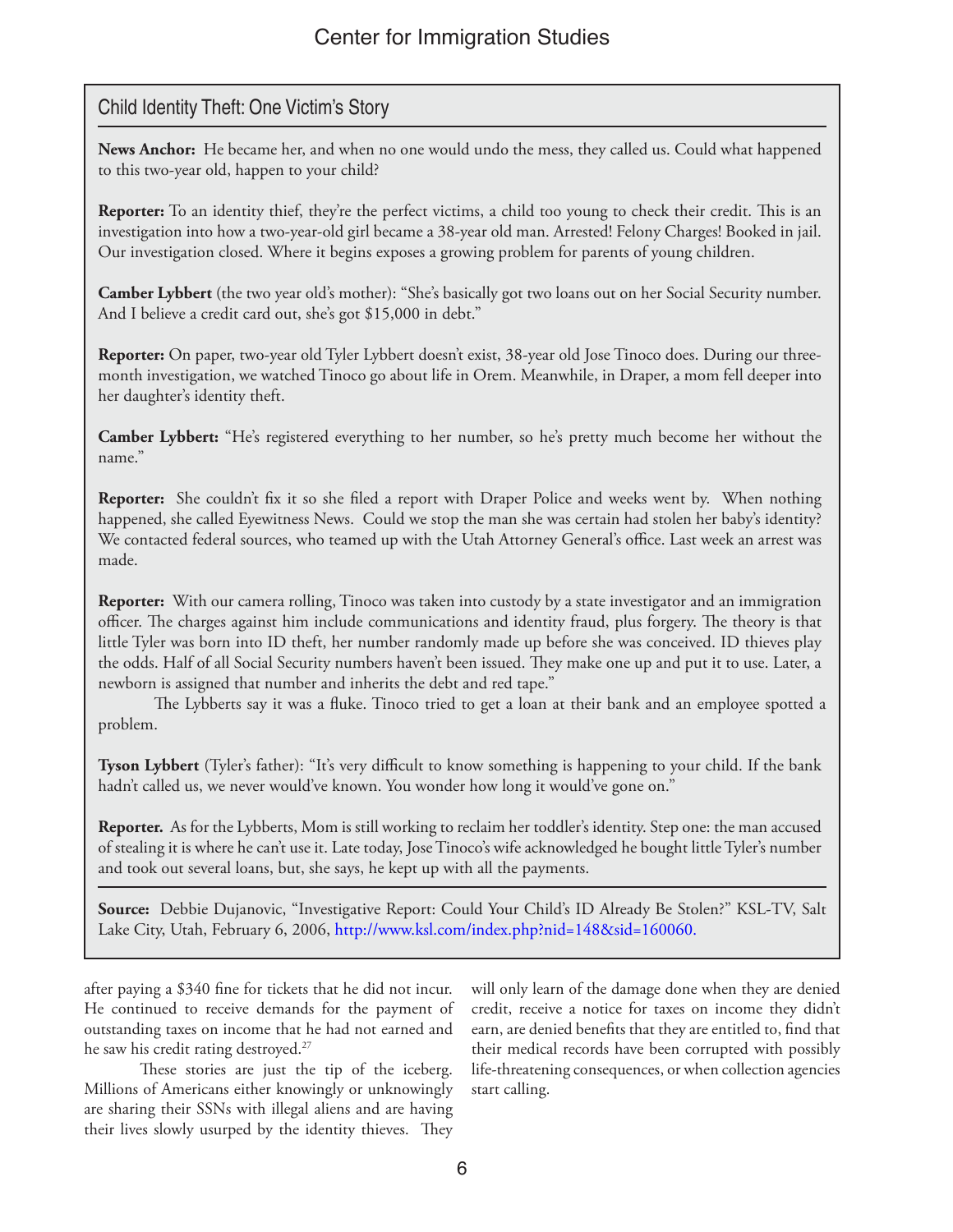## Child Identity Theft: One Victim's Story

**News Anchor:** He became her, and when no one would undo the mess, they called us. Could what happened to this two-year old, happen to your child?

**Reporter:** To an identity thief, they're the perfect victims, a child too young to check their credit. This is an investigation into how a two-year-old girl became a 38-year old man. Arrested! Felony Charges! Booked in jail. Our investigation closed. Where it begins exposes a growing problem for parents of young children.

**Camber Lybbert** (the two year old's mother): "She's basically got two loans out on her Social Security number. And I believe a credit card out, she's got $15,000 in debt."

**Reporter:** On paper, two-year old Tyler Lybbert doesn't exist, 38-year old Jose Tinoco does. During our three-month investigation, we watched Tinoco go about life in Orem. Meanwhile, in Draper, a mom fell deeper into her daughter's identity theft.

**Camber Lybbert:** "He's registered everything to her number, so he's pretty much become her without the name."

**Reporter:** She couldn't fix it so she filed a report with Draper Police and weeks went by. When nothing happened, she called Eyewitness News. Could we stop the man she was certain had stolen her baby's identity? We contacted federal sources, who teamed up with the Utah Attorney General's office. Last week an arrest was made.

**Reporter:** With our camera rolling, Tinoco was taken into custody by a state investigator and an immigration officer. The charges against him include communications and identity fraud, plus forgery. The theory is that little Tyler was born into ID theft, her number randomly made up before she was conceived. ID thieves play the odds. Half of all Social Security numbers haven't been issued. They make one up and put it to use. Later, a newborn is assigned that number and inherits the debt and red tape."

The Lybberts say it was a fluke. Tinoco tried to get a loan at their bank and an employee spotted a problem.

**Tyson Lybbert** (Tyler's father): "It's very difficult to know something is happening to your child. If the bank hadn't called us, we never would've known. You wonder how long it would've gone on."

**Reporter.** As for the Lybberts, Mom is still working to reclaim her toddler's identity. Step one: the man accused of stealing it is where he can't use it. Late today, Jose Tinoco's wife acknowledged he bought little Tyler's number and took out several loans, but, she says, he kept up with all the payments.

**Source:** Debbie Dujanovic, "Investigative Report: Could Your Child's ID Already Be Stolen?" KSL-TV, Salt Lake City, Utah, February 6, 2006, http://www.ksl.com/index.php?nid=148&sid=160060.

---

after paying a $340 fine for tickets that he did not incur. He continued to receive demands for the payment of outstanding taxes on income that he had not earned and he saw his credit rating destroyed.[27]

These stories are just the tip of the iceberg. Millions of Americans either knowingly or unknowingly are sharing their SSNs with illegal aliens and are having their lives slowly usurped by the identity thieves. They will only learn of the damage done when they are denied credit, receive a notice for taxes on income they didn't earn, are denied benefits that they are entitled to, find that their medical records have been corrupted with possibly life-threatening consequences, or when collection agencies start calling.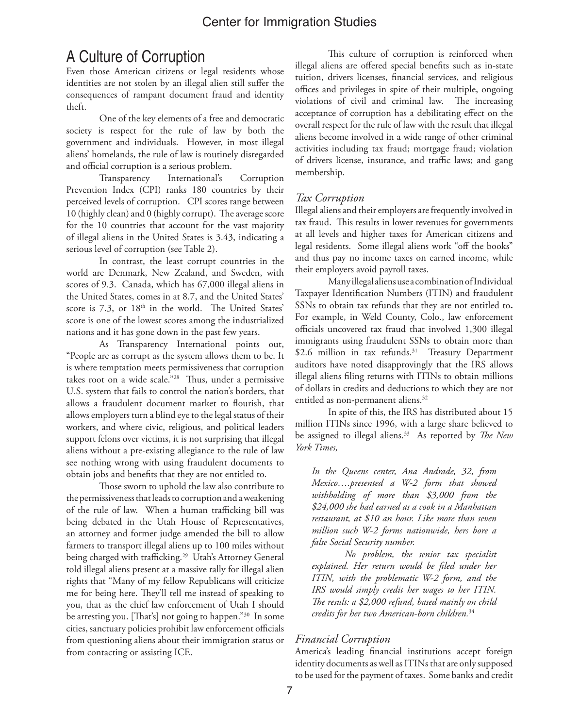## A Culture of Corruption

Even those American citizens or legal residents whose identities are not stolen by an illegal alien still suffer the consequences of rampant document fraud and identity theft.

One of the key elements of a free and democratic society is respect for the rule of law by both the government and individuals. However, in most illegal aliens' homelands, the rule of law is routinely disregarded and official corruption is a serious problem.

Transparency International's Corruption Prevention Index (CPI) ranks 180 countries by their perceived levels of corruption. CPI scores range between 10 (highly clean) and 0 (highly corrupt). The average score for the 10 countries that account for the vast majority of illegal aliens in the United States is 3.43, indicating a serious level of corruption (see Table 2).

In contrast, the least corrupt countries in the world are Denmark, New Zealand, and Sweden, with scores of 9.3. Canada, which has 67,000 illegal aliens in the United States, comes in at 8.7, and the United States' score is 7.3, or 18th in the world. The United States' score is one of the lowest scores among the industrialized nations and it has gone down in the past few years.

As Transparency International points out, "People are as corrupt as the system allows them to be. It is where temptation meets permissiveness that corruption takes root on a wide scale."[28] Thus, under a permissive U.S. system that fails to control the nation's borders, that allows a fraudulent document market to flourish, that allows employers turn a blind eye to the legal status of their workers, and where civic, religious, and political leaders support felons over victims, it is not surprising that illegal aliens without a pre-existing allegiance to the rule of law see nothing wrong with using fraudulent documents to obtain jobs and benefits that they are not entitled to.

Those sworn to uphold the law also contribute to the permissiveness that leads to corruption and a weakening of the rule of law. When a human trafficking bill was being debated in the Utah House of Representatives, an attorney and former judge amended the bill to allow farmers to transport illegal aliens up to 100 miles without being charged with trafficking.[29] Utah's Attorney General told illegal aliens present at a massive rally for illegal alien rights that "Many of my fellow Republicans will criticize me for being here. They'll tell me instead of speaking to you, that as the chief law enforcement of Utah I should be arresting you. [That's] not going to happen."[30] In some cities, sanctuary policies prohibit law enforcement officials from questioning aliens about their immigration status or from contacting or assisting ICE.

This culture of corruption is reinforced when illegal aliens are offered special benefits such as in-state tuition, drivers licenses, financial services, and religious offices and privileges in spite of their multiple, ongoing violations of civil and criminal law. The increasing acceptance of corruption has a debilitating effect on the overall respect for the rule of law with the result that illegal aliens become involved in a wide range of other criminal activities including tax fraud; mortgage fraud; violation of drivers license, insurance, and traffic laws; and gang membership.

### *Tax Corruption*

Illegal aliens and their employers are frequently involved in tax fraud. This results in lower revenues for governments at all levels and higher taxes for American citizens and legal residents. Some illegal aliens work "off the books" and thus pay no income taxes on earned income, while their employers avoid payroll taxes.

Many illegal aliens use a combination of Individual Taxpayer Identification Numbers (ITIN) and fraudulent SSNs to obtain tax refunds that they are not entitled to**.** For example, in Weld County, Colo., law enforcement officials uncovered tax fraud that involved 1,300 illegal immigrants using fraudulent SSNs to obtain more than $2.6 million in tax refunds.[31] Treasury Department auditors have noted disapprovingly that the IRS allows illegal aliens filing returns with ITINs to obtain millions of dollars in credits and deductions to which they are not entitled as non-permanent aliens.[32]

In spite of this, the IRS has distributed about 15 million ITINs since 1996, with a large share believed to be assigned to illegal aliens.[33] As reported by *The New York Times,*

> *In the Queens center, Ana Andrade, 32, from Mexico….presented a W-2 form that showed withholding of more than $3,000 from the $24,000 she had earned as a cook in a Manhattan restaurant, at $10 an hour. Like more than seven million such W-2 forms nationwide, hers bore a false Social Security number.*
>
> *No problem, the senior tax specialist explained. Her return would be filed under her ITIN, with the problematic W-2 form, and the IRS would simply credit her wages to her ITIN. The result: a $2,000 refund, based mainly on child credits for her two American-born children.*[34]

### *Financial Corruption*

America's leading financial institutions accept foreign identity documents as well as ITINs that are only supposed to be used for the payment of taxes. Some banks and credit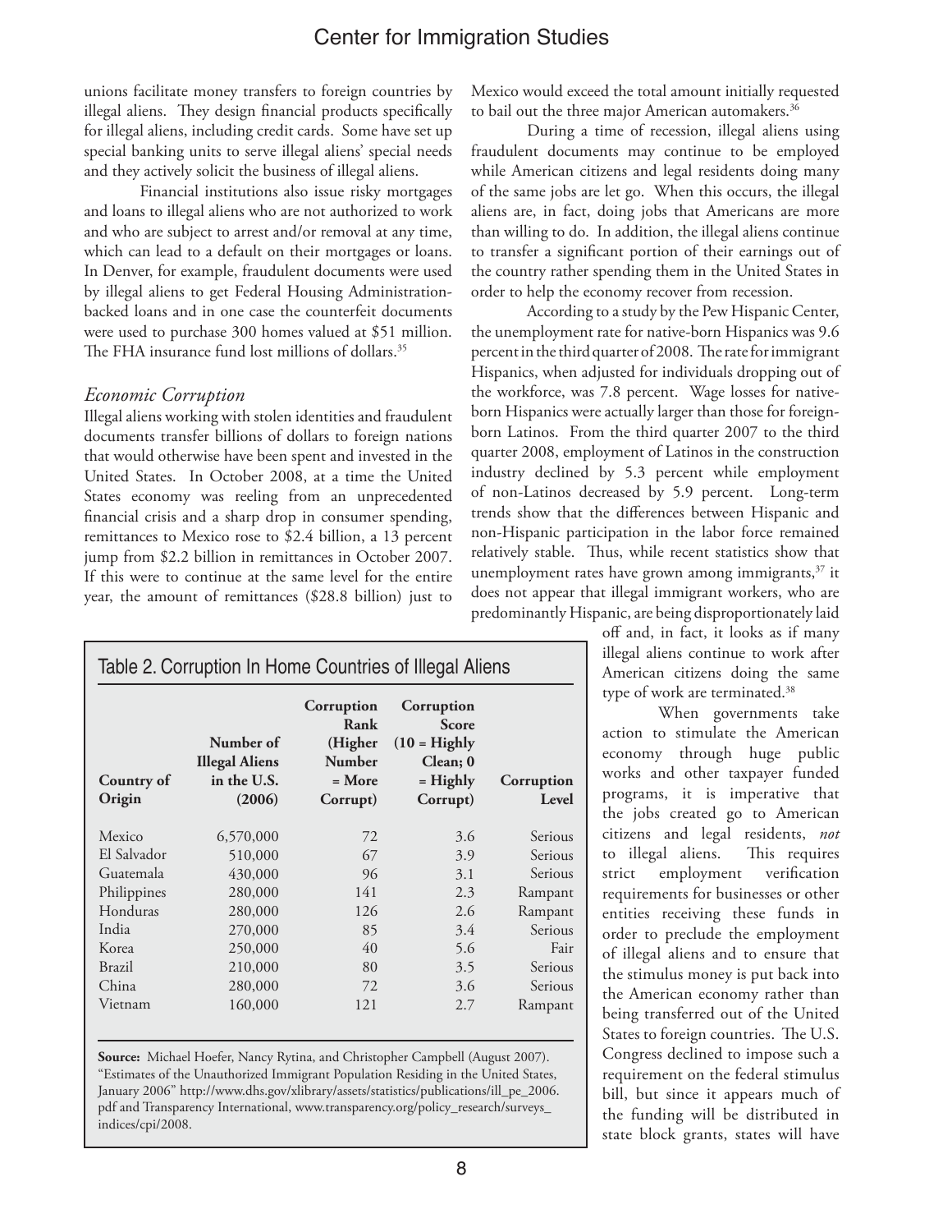unions facilitate money transfers to foreign countries by illegal aliens. They design financial products specifically for illegal aliens, including credit cards. Some have set up special banking units to serve illegal aliens' special needs and they actively solicit the business of illegal aliens.

Financial institutions also issue risky mortgages and loans to illegal aliens who are not authorized to work and who are subject to arrest and/or removal at any time, which can lead to a default on their mortgages or loans. In Denver, for example, fraudulent documents were used by illegal aliens to get Federal Housing Administration-backed loans and in one case the counterfeit documents were used to purchase 300 homes valued at \$51 million. The FHA insurance fund lost millions of dollars.[35]

### *Economic Corruption*

Illegal aliens working with stolen identities and fraudulent documents transfer billions of dollars to foreign nations that would otherwise have been spent and invested in the United States. In October 2008, at a time the United States economy was reeling from an unprecedented financial crisis and a sharp drop in consumer spending, remittances to Mexico rose to \$2.4 billion, a 13 percent jump from \$2.2 billion in remittances in October 2007. If this were to continue at the same level for the entire year, the amount of remittances (\$28.8 billion) just to Mexico would exceed the total amount initially requested to bail out the three major American automakers.[36]

During a time of recession, illegal aliens using fraudulent documents may continue to be employed while American citizens and legal residents doing many of the same jobs are let go. When this occurs, the illegal aliens are, in fact, doing jobs that Americans are more than willing to do. In addition, the illegal aliens continue to transfer a significant portion of their earnings out of the country rather spending them in the United States in order to help the economy recover from recession.

According to a study by the Pew Hispanic Center, the unemployment rate for native-born Hispanics was 9.6 percent in the third quarter of 2008. The rate for immigrant Hispanics, when adjusted for individuals dropping out of the workforce, was 7.8 percent. Wage losses for native-born Hispanics were actually larger than those for foreign-born Latinos. From the third quarter 2007 to the third quarter 2008, employment of Latinos in the construction industry declined by 5.3 percent while employment of non-Latinos decreased by 5.9 percent. Long-term trends show that the differences between Hispanic and non-Hispanic participation in the labor force remained relatively stable. Thus, while recent statistics show that unemployment rates have grown among immigrants,[37] it does not appear that illegal immigrant workers, who are predominantly Hispanic, are being disproportionately laid off and, in fact, it looks as if many illegal aliens continue to work after American citizens doing the same type of work are terminated.[38]

When governments take action to stimulate the American economy through huge public works and other taxpayer funded programs, it is imperative that the jobs created go to American citizens and legal residents, *not* to illegal aliens. This requires strict employment verification requirements for businesses or other entities receiving these funds in order to preclude the employment of illegal aliens and to ensure that the stimulus money is put back into the American economy rather than being transferred out of the United States to foreign countries. The U.S. Congress declined to impose such a requirement on the federal stimulus bill, but since it appears much of the funding will be distributed in state block grants, states will have

Table 2. Corruption In Home Countries of Illegal Aliens

| Country of Origin | Number of Illegal Aliens in the U.S. (2006) | Corruption Rank (Higher Number = More Corrupt) | Corruption Score (10 = Highly Clean; 0 = Highly Corrupt) | Corruption Level |
|---|---|---|---|---|
| Mexico | 6,570,000 | 72 | 3.6 | Serious |
| El Salvador | 510,000 | 67 | 3.9 | Serious |
| Guatemala | 430,000 | 96 | 3.1 | Serious |
| Philippines | 280,000 | 141 | 2.3 | Rampant |
| Honduras | 280,000 | 126 | 2.6 | Rampant |
| India | 270,000 | 85 | 3.4 | Serious |
| Korea | 250,000 | 40 | 5.6 | Fair |
| Brazil | 210,000 | 80 | 3.5 | Serious |
| China | 280,000 | 72 | 3.6 | Serious |
| Vietnam | 160,000 | 121 | 2.7 | Rampant |

**Source:** Michael Hoefer, Nancy Rytina, and Christopher Campbell (August 2007). "Estimates of the Unauthorized Immigrant Population Residing in the United States, January 2006" http://www.dhs.gov/xlibrary/assets/statistics/publications/ill_pe_2006.pdf and Transparency International, www.transparency.org/policy_research/surveys_indices/cpi/2008.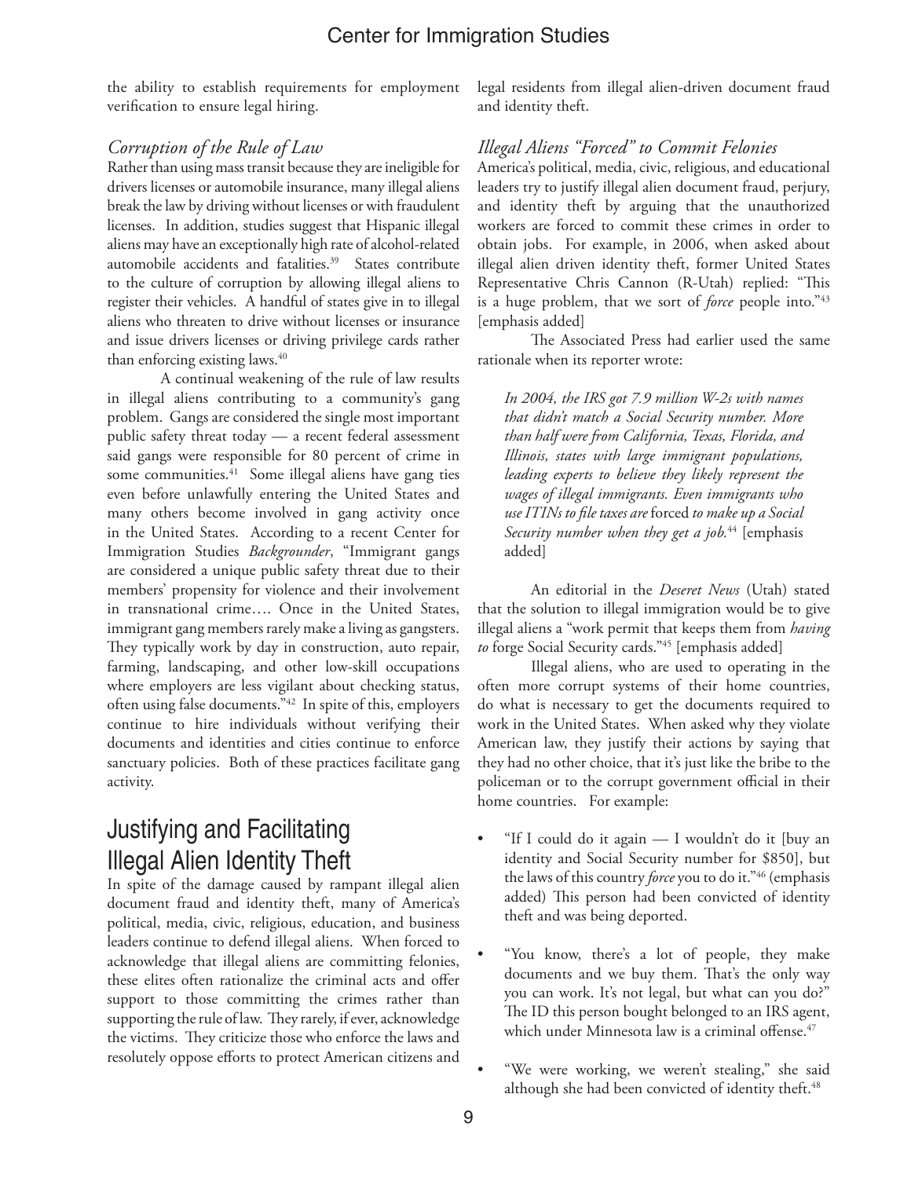the ability to establish requirements for employment verification to ensure legal hiring.

### *Corruption of the Rule of Law*

Rather than using mass transit because they are ineligible for drivers licenses or automobile insurance, many illegal aliens break the law by driving without licenses or with fraudulent licenses. In addition, studies suggest that Hispanic illegal aliens may have an exceptionally high rate of alcohol-related automobile accidents and fatalities.[39] States contribute to the culture of corruption by allowing illegal aliens to register their vehicles. A handful of states give in to illegal aliens who threaten to drive without licenses or insurance and issue drivers licenses or driving privilege cards rather than enforcing existing laws.[40]

A continual weakening of the rule of law results in illegal aliens contributing to a community's gang problem. Gangs are considered the single most important public safety threat today — a recent federal assessment said gangs were responsible for 80 percent of crime in some communities.[41] Some illegal aliens have gang ties even before unlawfully entering the United States and many others become involved in gang activity once in the United States. According to a recent Center for Immigration Studies *Backgrounder*, "Immigrant gangs are considered a unique public safety threat due to their members' propensity for violence and their involvement in transnational crime…. Once in the United States, immigrant gang members rarely make a living as gangsters. They typically work by day in construction, auto repair, farming, landscaping, and other low-skill occupations where employers are less vigilant about checking status, often using false documents."[42] In spite of this, employers continue to hire individuals without verifying their documents and identities and cities continue to enforce sanctuary policies. Both of these practices facilitate gang activity.

## Justifying and Facilitating Illegal Alien Identity Theft

In spite of the damage caused by rampant illegal alien document fraud and identity theft, many of America's political, media, civic, religious, education, and business leaders continue to defend illegal aliens. When forced to acknowledge that illegal aliens are committing felonies, these elites often rationalize the criminal acts and offer support to those committing the crimes rather than supporting the rule of law. They rarely, if ever, acknowledge the victims. They criticize those who enforce the laws and resolutely oppose efforts to protect American citizens and legal residents from illegal alien-driven document fraud and identity theft.

### *Illegal Aliens "Forced" to Commit Felonies*

America's political, media, civic, religious, and educational leaders try to justify illegal alien document fraud, perjury, and identity theft by arguing that the unauthorized workers are forced to commit these crimes in order to obtain jobs. For example, in 2006, when asked about illegal alien driven identity theft, former United States Representative Chris Cannon (R-Utah) replied: "This is a huge problem, that we sort of *force* people into."[43] [emphasis added]

The Associated Press had earlier used the same rationale when its reporter wrote:

> *In 2004, the IRS got 7.9 million W-2s with names that didn't match a Social Security number. More than half were from California, Texas, Florida, and Illinois, states with large immigrant populations, leading experts to believe they likely represent the wages of illegal immigrants. Even immigrants who use ITINs to file taxes are* forced *to make up a Social Security number when they get a job.*[44] [emphasis added]

An editorial in the *Deseret News* (Utah) stated that the solution to illegal immigration would be to give illegal aliens a "work permit that keeps them from *having to* forge Social Security cards."[45] [emphasis added]

Illegal aliens, who are used to operating in the often more corrupt systems of their home countries, do what is necessary to get the documents required to work in the United States. When asked why they violate American law, they justify their actions by saying that they had no other choice, that it's just like the bribe to the policeman or to the corrupt government official in their home countries. For example:

- "If I could do it again — I wouldn't do it [buy an identity and Social Security number for $850], but the laws of this country *force* you to do it."[46] (emphasis added) This person had been convicted of identity theft and was being deported.
- "You know, there's a lot of people, they make documents and we buy them. That's the only way you can work. It's not legal, but what can you do?" The ID this person bought belonged to an IRS agent, which under Minnesota law is a criminal offense.[47]
- "We were working, we weren't stealing," she said although she had been convicted of identity theft.[48]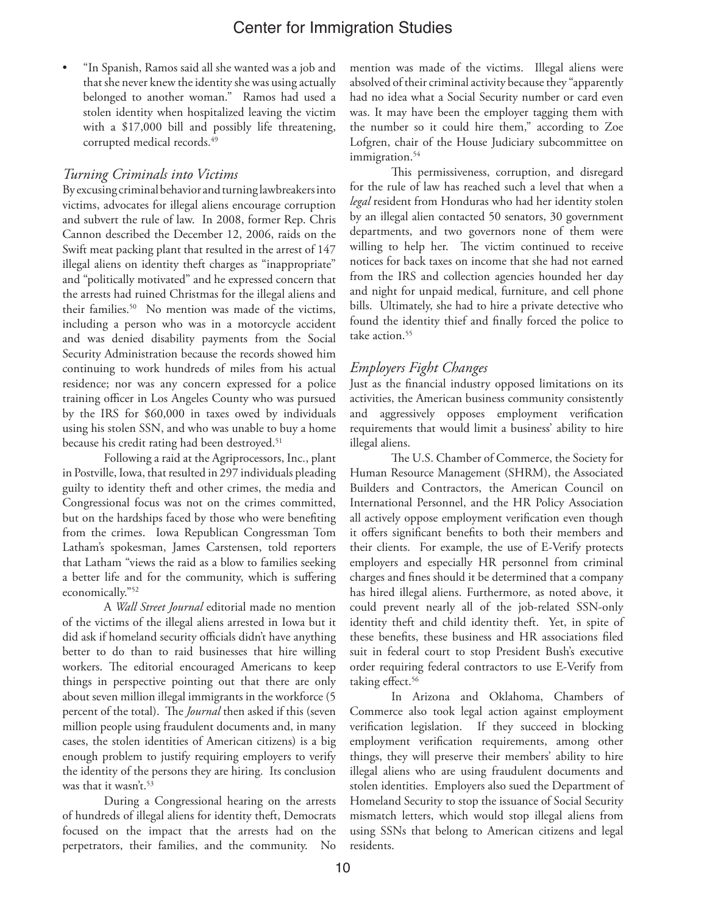- "In Spanish, Ramos said all she wanted was a job and that she never knew the identity she was using actually belonged to another woman." Ramos had used a stolen identity when hospitalized leaving the victim with a $17,000 bill and possibly life threatening, corrupted medical records.[49]

### *Turning Criminals into Victims*

By excusing criminal behavior and turning lawbreakers into victims, advocates for illegal aliens encourage corruption and subvert the rule of law. In 2008, former Rep. Chris Cannon described the December 12, 2006, raids on the Swift meat packing plant that resulted in the arrest of 147 illegal aliens on identity theft charges as "inappropriate" and "politically motivated" and he expressed concern that the arrests had ruined Christmas for the illegal aliens and their families.[50] No mention was made of the victims, including a person who was in a motorcycle accident and was denied disability payments from the Social Security Administration because the records showed him continuing to work hundreds of miles from his actual residence; nor was any concern expressed for a police training officer in Los Angeles County who was pursued by the IRS for $60,000 in taxes owed by individuals using his stolen SSN, and who was unable to buy a home because his credit rating had been destroyed.[51]

Following a raid at the Agriprocessors, Inc., plant in Postville, Iowa, that resulted in 297 individuals pleading guilty to identity theft and other crimes, the media and Congressional focus was not on the crimes committed, but on the hardships faced by those who were benefiting from the crimes. Iowa Republican Congressman Tom Latham's spokesman, James Carstensen, told reporters that Latham "views the raid as a blow to families seeking a better life and for the community, which is suffering economically."[52]

A *Wall Street Journal* editorial made no mention of the victims of the illegal aliens arrested in Iowa but it did ask if homeland security officials didn't have anything better to do than to raid businesses that hire willing workers. The editorial encouraged Americans to keep things in perspective pointing out that there are only about seven million illegal immigrants in the workforce (5 percent of the total). The *Journal* then asked if this (seven million people using fraudulent documents and, in many cases, the stolen identities of American citizens) is a big enough problem to justify requiring employers to verify the identity of the persons they are hiring. Its conclusion was that it wasn't.[53]

During a Congressional hearing on the arrests of hundreds of illegal aliens for identity theft, Democrats focused on the impact that the arrests had on the perpetrators, their families, and the community. No mention was made of the victims. Illegal aliens were absolved of their criminal activity because they "apparently had no idea what a Social Security number or card even was. It may have been the employer tagging them with the number so it could hire them," according to Zoe Lofgren, chair of the House Judiciary subcommittee on immigration.[54]

This permissiveness, corruption, and disregard for the rule of law has reached such a level that when a *legal* resident from Honduras who had her identity stolen by an illegal alien contacted 50 senators, 30 government departments, and two governors none of them were willing to help her. The victim continued to receive notices for back taxes on income that she had not earned from the IRS and collection agencies hounded her day and night for unpaid medical, furniture, and cell phone bills. Ultimately, she had to hire a private detective who found the identity thief and finally forced the police to take action.[55]

### *Employers Fight Changes*

Just as the financial industry opposed limitations on its activities, the American business community consistently and aggressively opposes employment verification requirements that would limit a business' ability to hire illegal aliens.

The U.S. Chamber of Commerce, the Society for Human Resource Management (SHRM), the Associated Builders and Contractors, the American Council on International Personnel, and the HR Policy Association all actively oppose employment verification even though it offers significant benefits to both their members and their clients. For example, the use of E-Verify protects employers and especially HR personnel from criminal charges and fines should it be determined that a company has hired illegal aliens. Furthermore, as noted above, it could prevent nearly all of the job-related SSN-only identity theft and child identity theft. Yet, in spite of these benefits, these business and HR associations filed suit in federal court to stop President Bush's executive order requiring federal contractors to use E-Verify from taking effect.[56]

In Arizona and Oklahoma, Chambers of Commerce also took legal action against employment verification legislation. If they succeed in blocking employment verification requirements, among other things, they will preserve their members' ability to hire illegal aliens who are using fraudulent documents and stolen identities. Employers also sued the Department of Homeland Security to stop the issuance of Social Security mismatch letters, which would stop illegal aliens from using SSNs that belong to American citizens and legal residents.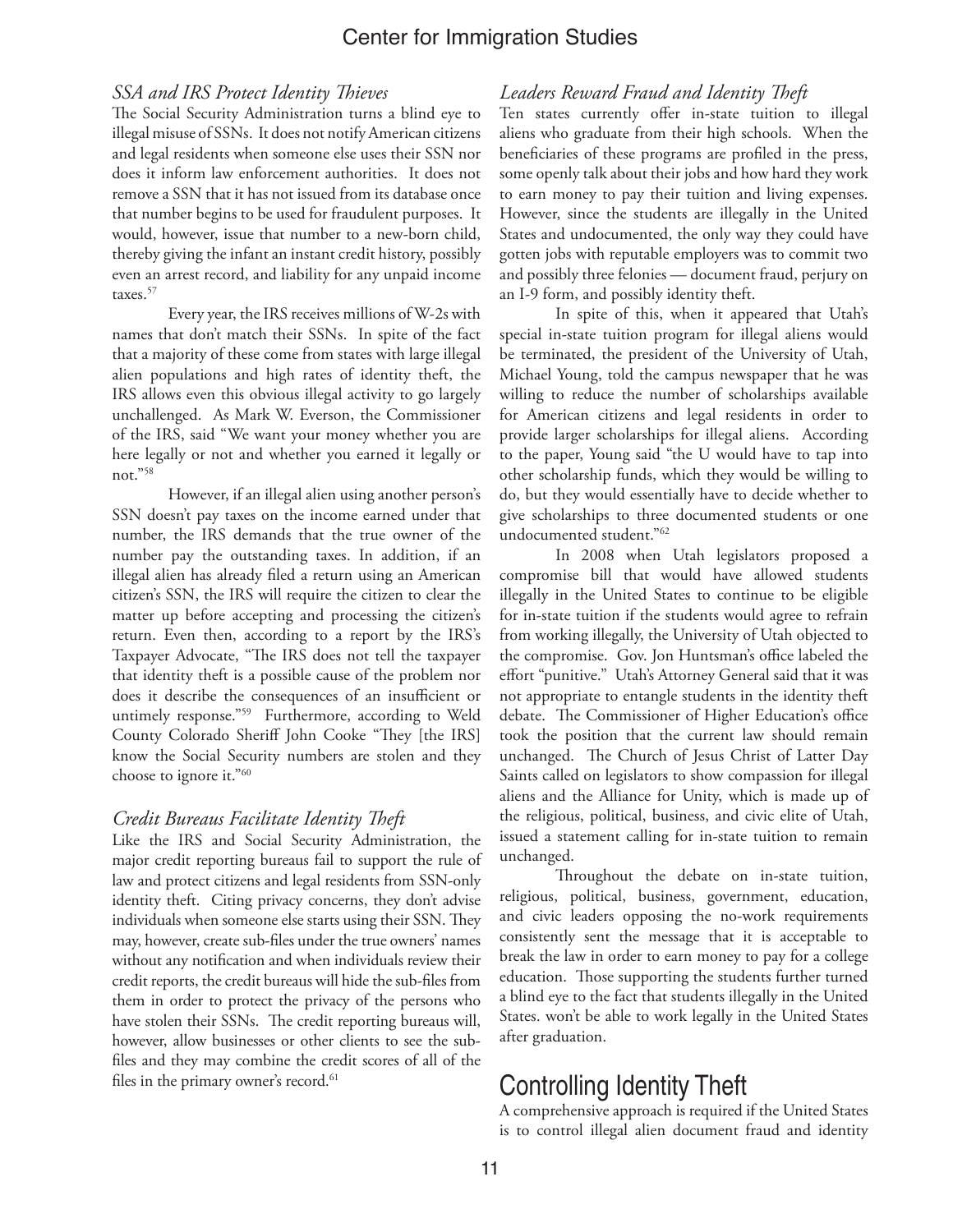### *SSA and IRS Protect Identity Thieves*

The Social Security Administration turns a blind eye to illegal misuse of SSNs. It does not notify American citizens and legal residents when someone else uses their SSN nor does it inform law enforcement authorities. It does not remove a SSN that it has not issued from its database once that number begins to be used for fraudulent purposes. It would, however, issue that number to a new-born child, thereby giving the infant an instant credit history, possibly even an arrest record, and liability for any unpaid income taxes.[57]

Every year, the IRS receives millions of W-2s with names that don't match their SSNs. In spite of the fact that a majority of these come from states with large illegal alien populations and high rates of identity theft, the IRS allows even this obvious illegal activity to go largely unchallenged. As Mark W. Everson, the Commissioner of the IRS, said "We want your money whether you are here legally or not and whether you earned it legally or not."[58]

However, if an illegal alien using another person's SSN doesn't pay taxes on the income earned under that number, the IRS demands that the true owner of the number pay the outstanding taxes. In addition, if an illegal alien has already filed a return using an American citizen's SSN, the IRS will require the citizen to clear the matter up before accepting and processing the citizen's return. Even then, according to a report by the IRS's Taxpayer Advocate, "The IRS does not tell the taxpayer that identity theft is a possible cause of the problem nor does it describe the consequences of an insufficient or untimely response."[59] Furthermore, according to Weld County Colorado Sheriff John Cooke "They [the IRS] know the Social Security numbers are stolen and they choose to ignore it."[60]

### *Credit Bureaus Facilitate Identity Theft*

Like the IRS and Social Security Administration, the major credit reporting bureaus fail to support the rule of law and protect citizens and legal residents from SSN-only identity theft. Citing privacy concerns, they don't advise individuals when someone else starts using their SSN. They may, however, create sub-files under the true owners' names without any notification and when individuals review their credit reports, the credit bureaus will hide the sub-files from them in order to protect the privacy of the persons who have stolen their SSNs. The credit reporting bureaus will, however, allow businesses or other clients to see the sub-files and they may combine the credit scores of all of the files in the primary owner's record.[61]

### *Leaders Reward Fraud and Identity Theft*

Ten states currently offer in-state tuition to illegal aliens who graduate from their high schools. When the beneficiaries of these programs are profiled in the press, some openly talk about their jobs and how hard they work to earn money to pay their tuition and living expenses. However, since the students are illegally in the United States and undocumented, the only way they could have gotten jobs with reputable employers was to commit two and possibly three felonies — document fraud, perjury on an I-9 form, and possibly identity theft.

In spite of this, when it appeared that Utah's special in-state tuition program for illegal aliens would be terminated, the president of the University of Utah, Michael Young, told the campus newspaper that he was willing to reduce the number of scholarships available for American citizens and legal residents in order to provide larger scholarships for illegal aliens. According to the paper, Young said "the U would have to tap into other scholarship funds, which they would be willing to do, but they would essentially have to decide whether to give scholarships to three documented students or one undocumented student."[62]

In 2008 when Utah legislators proposed a compromise bill that would have allowed students illegally in the United States to continue to be eligible for in-state tuition if the students would agree to refrain from working illegally, the University of Utah objected to the compromise. Gov. Jon Huntsman's office labeled the effort "punitive." Utah's Attorney General said that it was not appropriate to entangle students in the identity theft debate. The Commissioner of Higher Education's office took the position that the current law should remain unchanged. The Church of Jesus Christ of Latter Day Saints called on legislators to show compassion for illegal aliens and the Alliance for Unity, which is made up of the religious, political, business, and civic elite of Utah, issued a statement calling for in-state tuition to remain unchanged.

Throughout the debate on in-state tuition, religious, political, business, government, education, and civic leaders opposing the no-work requirements consistently sent the message that it is acceptable to break the law in order to earn money to pay for a college education. Those supporting the students further turned a blind eye to the fact that students illegally in the United States. won't be able to work legally in the United States after graduation.

## Controlling Identity Theft

A comprehensive approach is required if the United States is to control illegal alien document fraud and identity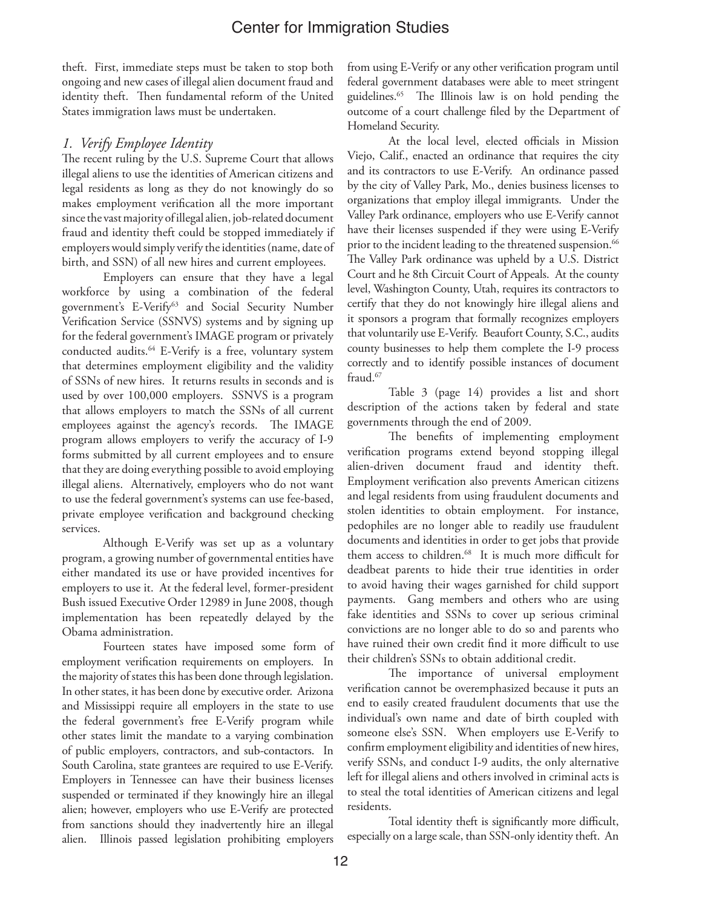theft. First, immediate steps must be taken to stop both ongoing and new cases of illegal alien document fraud and identity theft. Then fundamental reform of the United States immigration laws must be undertaken.

### *1. Verify Employee Identity*

The recent ruling by the U.S. Supreme Court that allows illegal aliens to use the identities of American citizens and legal residents as long as they do not knowingly do so makes employment verification all the more important since the vast majority of illegal alien, job-related document fraud and identity theft could be stopped immediately if employers would simply verify the identities (name, date of birth, and SSN) of all new hires and current employees.

Employers can ensure that they have a legal workforce by using a combination of the federal government's E-Verify[63] and Social Security Number Verification Service (SSNVS) systems and by signing up for the federal government's IMAGE program or privately conducted audits.[64] E-Verify is a free, voluntary system that determines employment eligibility and the validity of SSNs of new hires. It returns results in seconds and is used by over 100,000 employers. SSNVS is a program that allows employers to match the SSNs of all current employees against the agency's records. The IMAGE program allows employers to verify the accuracy of I-9 forms submitted by all current employees and to ensure that they are doing everything possible to avoid employing illegal aliens. Alternatively, employers who do not want to use the federal government's systems can use fee-based, private employee verification and background checking services.

Although E-Verify was set up as a voluntary program, a growing number of governmental entities have either mandated its use or have provided incentives for employers to use it. At the federal level, former-president Bush issued Executive Order 12989 in June 2008, though implementation has been repeatedly delayed by the Obama administration.

Fourteen states have imposed some form of employment verification requirements on employers. In the majority of states this has been done through legislation. In other states, it has been done by executive order. Arizona and Mississippi require all employers in the state to use the federal government's free E-Verify program while other states limit the mandate to a varying combination of public employers, contractors, and sub-contractors. In South Carolina, state grantees are required to use E-Verify. Employers in Tennessee can have their business licenses suspended or terminated if they knowingly hire an illegal alien; however, employers who use E-Verify are protected from sanctions should they inadvertently hire an illegal alien. Illinois passed legislation prohibiting employers from using E-Verify or any other verification program until federal government databases were able to meet stringent guidelines.[65] The Illinois law is on hold pending the outcome of a court challenge filed by the Department of Homeland Security.

At the local level, elected officials in Mission Viejo, Calif., enacted an ordinance that requires the city and its contractors to use E-Verify. An ordinance passed by the city of Valley Park, Mo., denies business licenses to organizations that employ illegal immigrants. Under the Valley Park ordinance, employers who use E-Verify cannot have their licenses suspended if they were using E-Verify prior to the incident leading to the threatened suspension.[66] The Valley Park ordinance was upheld by a U.S. District Court and he 8th Circuit Court of Appeals. At the county level, Washington County, Utah, requires its contractors to certify that they do not knowingly hire illegal aliens and it sponsors a program that formally recognizes employers that voluntarily use E-Verify. Beaufort County, S.C., audits county businesses to help them complete the I-9 process correctly and to identify possible instances of document fraud.[67]

Table 3 (page 14) provides a list and short description of the actions taken by federal and state governments through the end of 2009.

The benefits of implementing employment verification programs extend beyond stopping illegal alien-driven document fraud and identity theft. Employment verification also prevents American citizens and legal residents from using fraudulent documents and stolen identities to obtain employment. For instance, pedophiles are no longer able to readily use fraudulent documents and identities in order to get jobs that provide them access to children.[68] It is much more difficult for deadbeat parents to hide their true identities in order to avoid having their wages garnished for child support payments. Gang members and others who are using fake identities and SSNs to cover up serious criminal convictions are no longer able to do so and parents who have ruined their own credit find it more difficult to use their children's SSNs to obtain additional credit.

The importance of universal employment verification cannot be overemphasized because it puts an end to easily created fraudulent documents that use the individual's own name and date of birth coupled with someone else's SSN. When employers use E-Verify to confirm employment eligibility and identities of new hires, verify SSNs, and conduct I-9 audits, the only alternative left for illegal aliens and others involved in criminal acts is to steal the total identities of American citizens and legal residents.

Total identity theft is significantly more difficult, especially on a large scale, than SSN-only identity theft. An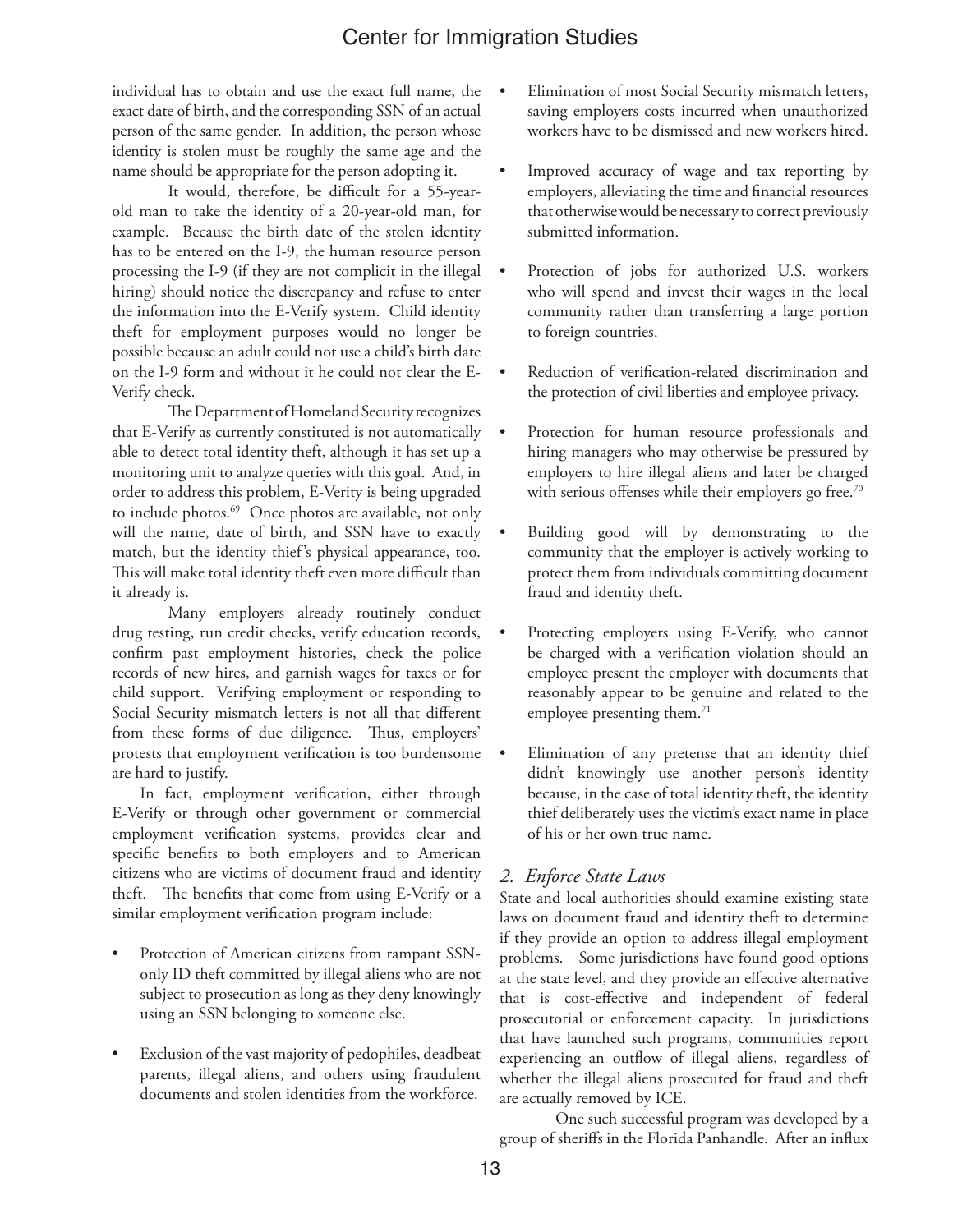individual has to obtain and use the exact full name, the exact date of birth, and the corresponding SSN of an actual person of the same gender. In addition, the person whose identity is stolen must be roughly the same age and the name should be appropriate for the person adopting it.

It would, therefore, be difficult for a 55-year-old man to take the identity of a 20-year-old man, for example. Because the birth date of the stolen identity has to be entered on the I-9, the human resource person processing the I-9 (if they are not complicit in the illegal hiring) should notice the discrepancy and refuse to enter the information into the E-Verify system. Child identity theft for employment purposes would no longer be possible because an adult could not use a child's birth date on the I-9 form and without it he could not clear the E-Verify check.

The Department of Homeland Security recognizes that E-Verify as currently constituted is not automatically able to detect total identity theft, although it has set up a monitoring unit to analyze queries with this goal. And, in order to address this problem, E-Verity is being upgraded to include photos.[69] Once photos are available, not only will the name, date of birth, and SSN have to exactly match, but the identity thief's physical appearance, too. This will make total identity theft even more difficult than it already is.

Many employers already routinely conduct drug testing, run credit checks, verify education records, confirm past employment histories, check the police records of new hires, and garnish wages for taxes or for child support. Verifying employment or responding to Social Security mismatch letters is not all that different from these forms of due diligence. Thus, employers' protests that employment verification is too burdensome are hard to justify.

In fact, employment verification, either through E-Verify or through other government or commercial employment verification systems, provides clear and specific benefits to both employers and to American citizens who are victims of document fraud and identity theft. The benefits that come from using E-Verify or a similar employment verification program include:

- Protection of American citizens from rampant SSN-only ID theft committed by illegal aliens who are not subject to prosecution as long as they deny knowingly using an SSN belonging to someone else.
- Exclusion of the vast majority of pedophiles, deadbeat parents, illegal aliens, and others using fraudulent documents and stolen identities from the workforce.
- Elimination of most Social Security mismatch letters, saving employers costs incurred when unauthorized workers have to be dismissed and new workers hired.
- Improved accuracy of wage and tax reporting by employers, alleviating the time and financial resources that otherwise would be necessary to correct previously submitted information.
- Protection of jobs for authorized U.S. workers who will spend and invest their wages in the local community rather than transferring a large portion to foreign countries.
- Reduction of verification-related discrimination and the protection of civil liberties and employee privacy.
- Protection for human resource professionals and hiring managers who may otherwise be pressured by employers to hire illegal aliens and later be charged with serious offenses while their employers go free.[70]
- Building good will by demonstrating to the community that the employer is actively working to protect them from individuals committing document fraud and identity theft.
- Protecting employers using E-Verify, who cannot be charged with a verification violation should an employee present the employer with documents that reasonably appear to be genuine and related to the employee presenting them.[71]
- Elimination of any pretense that an identity thief didn't knowingly use another person's identity because, in the case of total identity theft, the identity thief deliberately uses the victim's exact name in place of his or her own true name.

### *2. Enforce State Laws*

State and local authorities should examine existing state laws on document fraud and identity theft to determine if they provide an option to address illegal employment problems. Some jurisdictions have found good options at the state level, and they provide an effective alternative that is cost-effective and independent of federal prosecutorial or enforcement capacity. In jurisdictions that have launched such programs, communities report experiencing an outflow of illegal aliens, regardless of whether the illegal aliens prosecuted for fraud and theft are actually removed by ICE.

One such successful program was developed by a group of sheriffs in the Florida Panhandle. After an influx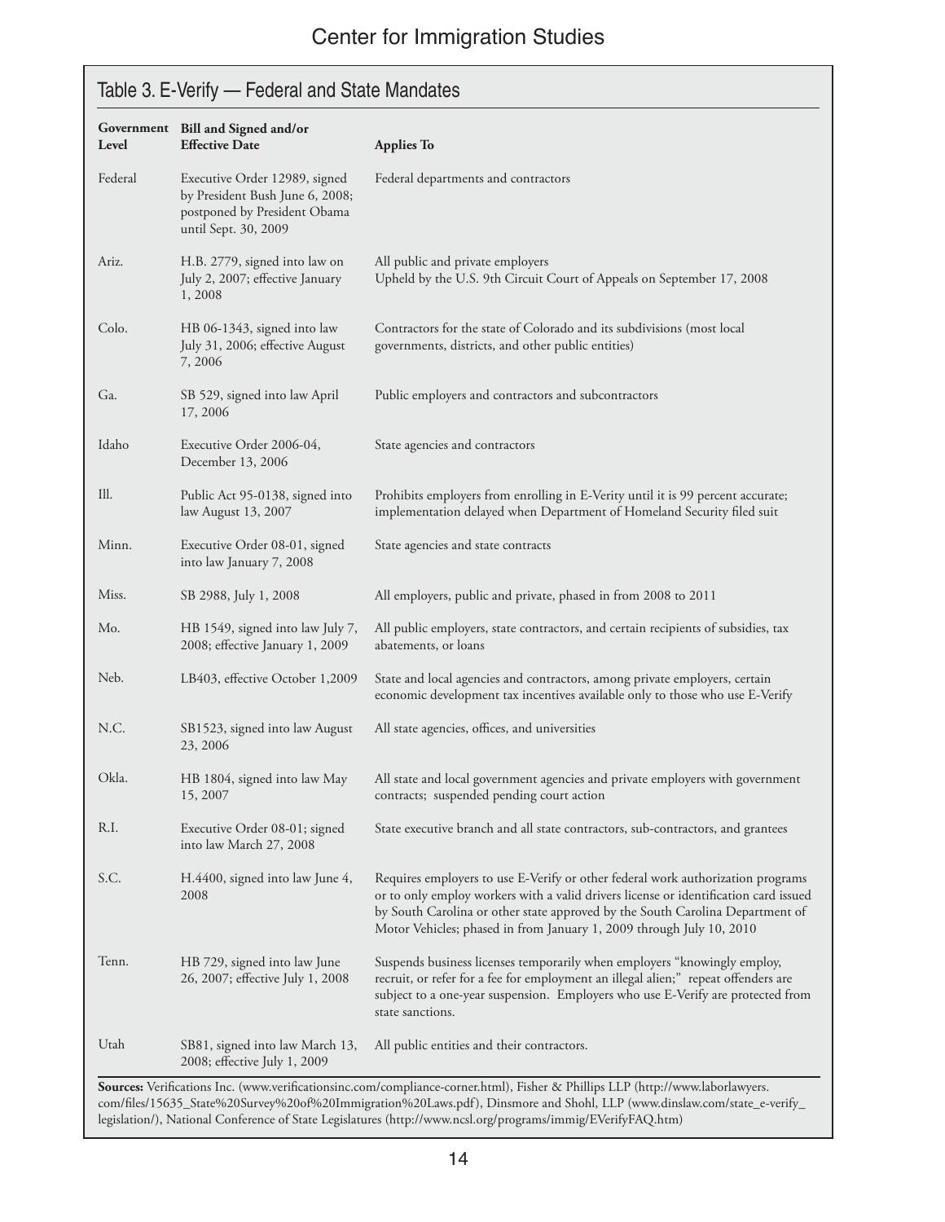## Table 3. E-Verify — Federal and State Mandates

| Government Level | Bill and Signed and/or Effective Date | Applies To |
|---|---|---|
| Federal | Executive Order 12989, signed by President Bush June 6, 2008; postponed by President Obama until Sept. 30, 2009 | Federal departments and contractors |
| Ariz. | H.B. 2779, signed into law on July 2, 2007; effective January 1, 2008 | All public and private employers<br>Upheld by the U.S. 9th Circuit Court of Appeals on September 17, 2008 |
| Colo. | HB 06-1343, signed into law July 31, 2006; effective August 7, 2006 | Contractors for the state of Colorado and its subdivisions (most local governments, districts, and other public entities) |
| Ga. | SB 529, signed into law April 17, 2006 | Public employers and contractors and subcontractors |
| Idaho | Executive Order 2006-04, December 13, 2006 | State agencies and contractors |
| Ill. | Public Act 95-0138, signed into law August 13, 2007 | Prohibits employers from enrolling in E-Verity until it is 99 percent accurate; implementation delayed when Department of Homeland Security filed suit |
| Minn. | Executive Order 08-01, signed into law January 7, 2008 | State agencies and state contracts |
| Miss. | SB 2988, July 1, 2008 | All employers, public and private, phased in from 2008 to 2011 |
| Mo. | HB 1549, signed into law July 7, 2008; effective January 1, 2009 | All public employers, state contractors, and certain recipients of subsidies, tax abatements, or loans |
| Neb. | LB403, effective October 1,2009 | State and local agencies and contractors, among private employers, certain economic development tax incentives available only to those who use E-Verify |
| N.C. | SB1523, signed into law August 23, 2006 | All state agencies, offices, and universities |
| Okla. | HB 1804, signed into law May 15, 2007 | All state and local government agencies and private employers with government contracts; suspended pending court action |
| R.I. | Executive Order 08-01; signed into law March 27, 2008 | State executive branch and all state contractors, sub-contractors, and grantees |
| S.C. | H.4400, signed into law June 4, 2008 | Requires employers to use E-Verify or other federal work authorization programs or to only employ workers with a valid drivers license or identification card issued by South Carolina or other state approved by the South Carolina Department of Motor Vehicles; phased in from January 1, 2009 through July 10, 2010 |
| Tenn. | HB 729, signed into law June 26, 2007; effective July 1, 2008 | Suspends business licenses temporarily when employers "knowingly employ, recruit, or refer for a fee for employment an illegal alien;" repeat offenders are subject to a one-year suspension. Employers who use E-Verify are protected from state sanctions. |
| Utah | SB81, signed into law March 13, 2008; effective July 1, 2009 | All public entities and their contractors. |

**Sources:** Verifications Inc. (www.verificationsinc.com/compliance-corner.html), Fisher & Phillips LLP (http://www.laborlawyers.com/files/15635_State%20Survey%20of%20Immigration%20Laws.pdf), Dinsmore and Shohl, LLP (www.dinslaw.com/state_e-verify_legislation/), National Conference of State Legislatures (http://www.ncsl.org/programs/immig/EVerifyFAQ.htm)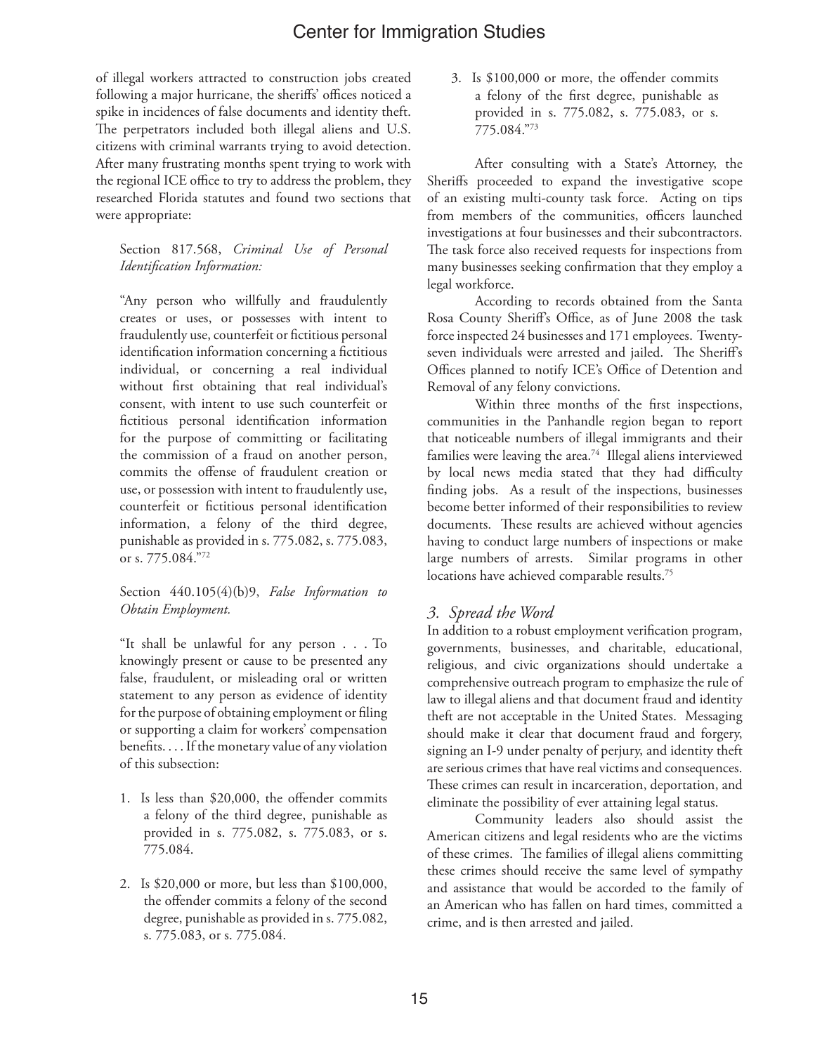of illegal workers attracted to construction jobs created following a major hurricane, the sheriffs' offices noticed a spike in incidences of false documents and identity theft. The perpetrators included both illegal aliens and U.S. citizens with criminal warrants trying to avoid detection. After many frustrating months spent trying to work with the regional ICE office to try to address the problem, they researched Florida statutes and found two sections that were appropriate:

> Section 817.568, *Criminal Use of Personal Identification Information:*
>
> "Any person who willfully and fraudulently creates or uses, or possesses with intent to fraudulently use, counterfeit or fictitious personal identification information concerning a fictitious individual, or concerning a real individual without first obtaining that real individual's consent, with intent to use such counterfeit or fictitious personal identification information for the purpose of committing or facilitating the commission of a fraud on another person, commits the offense of fraudulent creation or use, or possession with intent to fraudulently use, counterfeit or fictitious personal identification information, a felony of the third degree, punishable as provided in s. 775.082, s. 775.083, or s. 775.084."[72]
>
> Section 440.105(4)(b)9, *False Information to Obtain Employment.*
>
> "It shall be unlawful for any person . . . To knowingly present or cause to be presented any false, fraudulent, or misleading oral or written statement to any person as evidence of identity for the purpose of obtaining employment or filing or supporting a claim for workers' compensation benefits. . . . If the monetary value of any violation of this subsection:
>
> 1. Is less than $20,000, the offender commits a felony of the third degree, punishable as provided in s. 775.082, s. 775.083, or s. 775.084.
> 2. Is $20,000 or more, but less than $100,000, the offender commits a felony of the second degree, punishable as provided in s. 775.082, s. 775.083, or s. 775.084.
> 3. Is $100,000 or more, the offender commits a felony of the first degree, punishable as provided in s. 775.082, s. 775.083, or s. 775.084."[73]

After consulting with a State's Attorney, the Sheriffs proceeded to expand the investigative scope of an existing multi-county task force. Acting on tips from members of the communities, officers launched investigations at four businesses and their subcontractors. The task force also received requests for inspections from many businesses seeking confirmation that they employ a legal workforce.

According to records obtained from the Santa Rosa County Sheriff's Office, as of June 2008 the task force inspected 24 businesses and 171 employees. Twenty-seven individuals were arrested and jailed. The Sheriff's Offices planned to notify ICE's Office of Detention and Removal of any felony convictions.

Within three months of the first inspections, communities in the Panhandle region began to report that noticeable numbers of illegal immigrants and their families were leaving the area.[74] Illegal aliens interviewed by local news media stated that they had difficulty finding jobs. As a result of the inspections, businesses become better informed of their responsibilities to review documents. These results are achieved without agencies having to conduct large numbers of inspections or make large numbers of arrests. Similar programs in other locations have achieved comparable results.[75]

### *3. Spread the Word*

In addition to a robust employment verification program, governments, businesses, and charitable, educational, religious, and civic organizations should undertake a comprehensive outreach program to emphasize the rule of law to illegal aliens and that document fraud and identity theft are not acceptable in the United States. Messaging should make it clear that document fraud and forgery, signing an I-9 under penalty of perjury, and identity theft are serious crimes that have real victims and consequences. These crimes can result in incarceration, deportation, and eliminate the possibility of ever attaining legal status.

Community leaders also should assist the American citizens and legal residents who are the victims of these crimes. The families of illegal aliens committing these crimes should receive the same level of sympathy and assistance that would be accorded to the family of an American who has fallen on hard times, committed a crime, and is then arrested and jailed.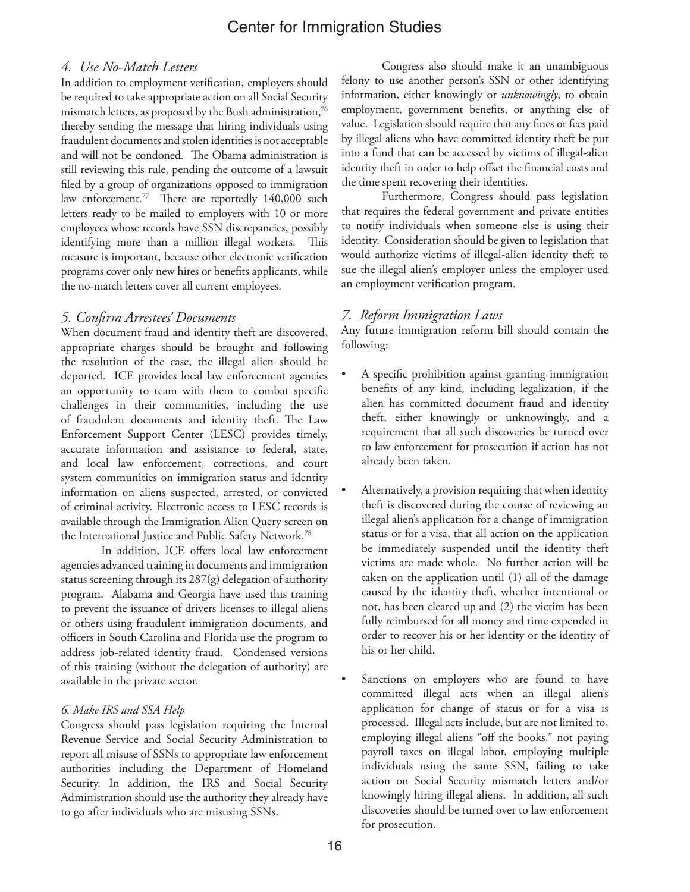### *4. Use No-Match Letters*

In addition to employment verification, employers should be required to take appropriate action on all Social Security mismatch letters, as proposed by the Bush administration,[76] thereby sending the message that hiring individuals using fraudulent documents and stolen identities is not acceptable and will not be condoned. The Obama administration is still reviewing this rule, pending the outcome of a lawsuit filed by a group of organizations opposed to immigration law enforcement.[77] There are reportedly 140,000 such letters ready to be mailed to employers with 10 or more employees whose records have SSN discrepancies, possibly identifying more than a million illegal workers. This measure is important, because other electronic verification programs cover only new hires or benefits applicants, while the no-match letters cover all current employees.

### *5. Confirm Arrestees' Documents*

When document fraud and identity theft are discovered, appropriate charges should be brought and following the resolution of the case, the illegal alien should be deported. ICE provides local law enforcement agencies an opportunity to team with them to combat specific challenges in their communities, including the use of fraudulent documents and identity theft. The Law Enforcement Support Center (LESC) provides timely, accurate information and assistance to federal, state, and local law enforcement, corrections, and court system communities on immigration status and identity information on aliens suspected, arrested, or convicted of criminal activity. Electronic access to LESC records is available through the Immigration Alien Query screen on the International Justice and Public Safety Network.[78]

In addition, ICE offers local law enforcement agencies advanced training in documents and immigration status screening through its 287(g) delegation of authority program. Alabama and Georgia have used this training to prevent the issuance of drivers licenses to illegal aliens or others using fraudulent immigration documents, and officers in South Carolina and Florida use the program to address job-related identity fraud. Condensed versions of this training (without the delegation of authority) are available in the private sector.

### *6. Make IRS and SSA Help*

Congress should pass legislation requiring the Internal Revenue Service and Social Security Administration to report all misuse of SSNs to appropriate law enforcement authorities including the Department of Homeland Security. In addition, the IRS and Social Security Administration should use the authority they already have to go after individuals who are misusing SSNs.

Congress also should make it an unambiguous felony to use another person's SSN or other identifying information, either knowingly or *unknowingly*, to obtain employment, government benefits, or anything else of value. Legislation should require that any fines or fees paid by illegal aliens who have committed identity theft be put into a fund that can be accessed by victims of illegal-alien identity theft in order to help offset the financial costs and the time spent recovering their identities.

Furthermore, Congress should pass legislation that requires the federal government and private entities to notify individuals when someone else is using their identity. Consideration should be given to legislation that would authorize victims of illegal-alien identity theft to sue the illegal alien's employer unless the employer used an employment verification program.

### *7. Reform Immigration Laws*

Any future immigration reform bill should contain the following:

- A specific prohibition against granting immigration benefits of any kind, including legalization, if the alien has committed document fraud and identity theft, either knowingly or unknowingly, and a requirement that all such discoveries be turned over to law enforcement for prosecution if action has not already been taken.

- Alternatively, a provision requiring that when identity theft is discovered during the course of reviewing an illegal alien's application for a change of immigration status or for a visa, that all action on the application be immediately suspended until the identity theft victims are made whole. No further action will be taken on the application until (1) all of the damage caused by the identity theft, whether intentional or not, has been cleared up and (2) the victim has been fully reimbursed for all money and time expended in order to recover his or her identity or the identity of his or her child.

- Sanctions on employers who are found to have committed illegal acts when an illegal alien's application for change of status or for a visa is processed. Illegal acts include, but are not limited to, employing illegal aliens "off the books," not paying payroll taxes on illegal labor, employing multiple individuals using the same SSN, failing to take action on Social Security mismatch letters and/or knowingly hiring illegal aliens. In addition, all such discoveries should be turned over to law enforcement for prosecution.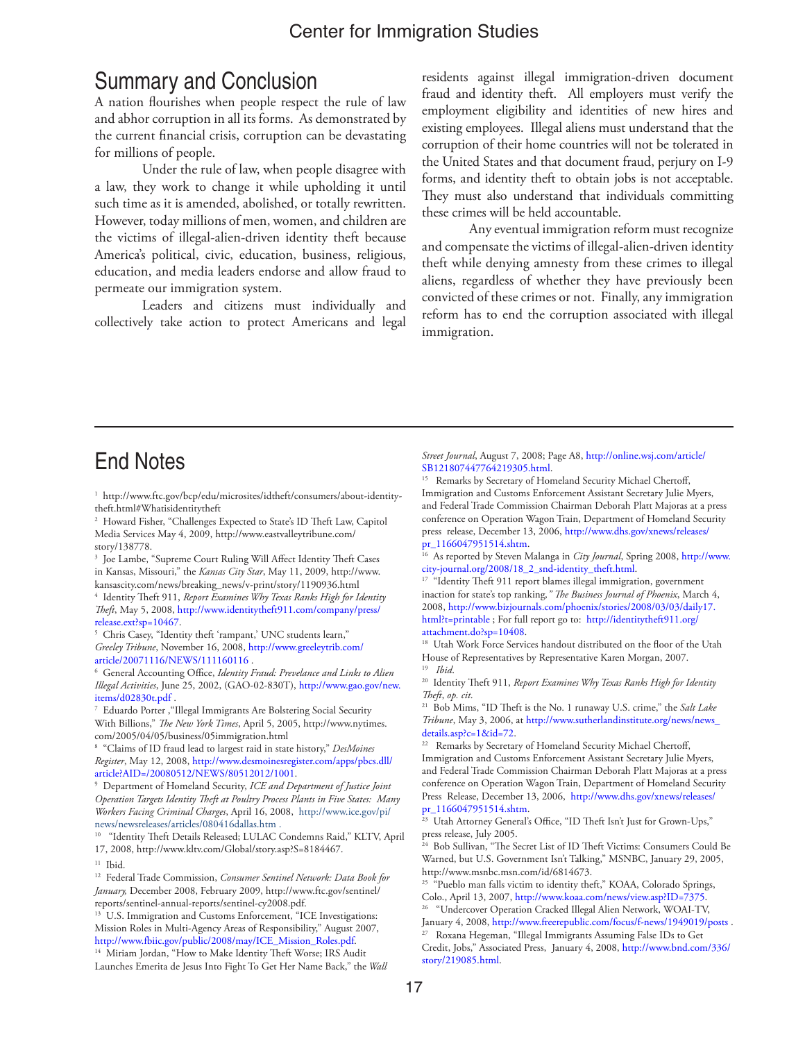## Summary and Conclusion

A nation flourishes when people respect the rule of law and abhor corruption in all its forms. As demonstrated by the current financial crisis, corruption can be devastating for millions of people.

Under the rule of law, when people disagree with a law, they work to change it while upholding it until such time as it is amended, abolished, or totally rewritten. However, today millions of men, women, and children are the victims of illegal-alien-driven identity theft because America's political, civic, education, business, religious, education, and media leaders endorse and allow fraud to permeate our immigration system.

Leaders and citizens must individually and collectively take action to protect Americans and legal residents against illegal immigration-driven document fraud and identity theft. All employers must verify the employment eligibility and identities of new hires and existing employees. Illegal aliens must understand that the corruption of their home countries will not be tolerated in the United States and that document fraud, perjury on I-9 forms, and identity theft to obtain jobs is not acceptable. They must also understand that individuals committing these crimes will be held accountable.

Any eventual immigration reform must recognize and compensate the victims of illegal-alien-driven identity theft while denying amnesty from these crimes to illegal aliens, regardless of whether they have previously been convicted of these crimes or not. Finally, any immigration reform has to end the corruption associated with illegal immigration.

## End Notes

[1] http://www.ftc.gov/bcp/edu/microsites/idtheft/consumers/about-identity-theft.html#Whatisidentitytheft

[2] Howard Fisher, "Challenges Expected to State's ID Theft Law, Capitol Media Services May 4, 2009, http://www.eastvalleytribune.com/story/138778.

[3] Joe Lambe, "Supreme Court Ruling Will Affect Identity Theft Cases in Kansas, Missouri," the *Kansas City Star*, May 11, 2009, http://www.kansascity.com/news/breaking_news/v-print/story/1190936.html

[4] Identity Theft 911, *Report Examines Why Texas Ranks High for Identity Theft*, May 5, 2008, http://www.identitytheft911.com/company/press/release.ext?sp=10467.

[5] Chris Casey, "Identity theft 'rampant,' UNC students learn," *Greeley Tribune*, November 16, 2008, http://www.greeleytrib.com/article/20071116/NEWS/111160116 .

[6] General Accounting Office, *Identity Fraud: Prevelance and Links to Alien Illegal Activities*, June 25, 2002, (GAO-02-830T), http://www.gao.gov/new.items/d02830t.pdf .

[7] Eduardo Porter ,"Illegal Immigrants Are Bolstering Social Security With Billions," *The New York Times*, April 5, 2005, http://www.nytimes.com/2005/04/05/business/05immigration.html

[8] "Claims of ID fraud lead to largest raid in state history," *DesMoines Register*, May 12, 2008, http://www.desmoinesregister.com/apps/pbcs.dll/article?AID=/20080512/NEWS/80512012/1001.

[9] Department of Homeland Security, *ICE and Department of Justice Joint Operation Targets Identity Theft at Poultry Process Plants in Five States: Many Workers Facing Criminal Charges*, April 16, 2008, http://www.ice.gov/pi/news/newsreleases/articles/080416dallas.htm .

[10] "Identity Theft Details Released; LULAC Condemns Raid," KLTV, April 17, 2008, http://www.kltv.com/Global/story.asp?S=8184467.

[11] Ibid.

[12] Federal Trade Commission, *Consumer Sentinel Network: Data Book for January,* December 2008, February 2009, http://www.ftc.gov/sentinel/reports/sentinel-annual-reports/sentinel-cy2008.pdf.

[13] U.S. Immigration and Customs Enforcement, "ICE Investigations: Mission Roles in Multi-Agency Areas of Responsibility," August 2007, http://www.fbiic.gov/public/2008/may/ICE_Mission_Roles.pdf.

[14] Miriam Jordan, "How to Make Identity Theft Worse; IRS Audit Launches Emerita de Jesus Into Fight To Get Her Name Back," the *Wall Street Journal*, August 7, 2008; Page A8, http://online.wsj.com/article/SB121807447764219305.html.

[15] Remarks by Secretary of Homeland Security Michael Chertoff, Immigration and Customs Enforcement Assistant Secretary Julie Myers, and Federal Trade Commission Chairman Deborah Platt Majoras at a press conference on Operation Wagon Train, Department of Homeland Security press release, December 13, 2006, http://www.dhs.gov/xnews/releases/pr_1166047951514.shtm.

[16] As reported by Steven Malanga in *City Journal*, Spring 2008, http://www.city-journal.org/2008/18_2_snd-identity_theft.html.

[17] "Identity Theft 911 report blames illegal immigration, government inaction for state's top ranking,*" The Business Journal of Phoenix*, March 4, 2008, http://www.bizjournals.com/phoenix/stories/2008/03/03/daily17.html?t=printable ; For full report go to: http://identitytheft911.org/attachment.do?sp=10408.

[18] Utah Work Force Services handout distributed on the floor of the Utah House of Representatives by Representative Karen Morgan, 2007.

[19] *Ibid.*

[20] Identity Theft 911, *Report Examines Why Texas Ranks High for Identity Theft*, *op. cit.*

[21] Bob Mims, "ID Theft is the No. 1 runaway U.S. crime," the *Salt Lake Tribune*, May 3, 2006, at http://www.sutherlandinstitute.org/news/news_details.asp?c=1&id=72.

[22] Remarks by Secretary of Homeland Security Michael Chertoff, Immigration and Customs Enforcement Assistant Secretary Julie Myers, and Federal Trade Commission Chairman Deborah Platt Majoras at a press conference on Operation Wagon Train, Department of Homeland Security Press Release, December 13, 2006, http://www.dhs.gov/xnews/releases/pr_1166047951514.shtm.

[23] Utah Attorney General's Office, "ID Theft Isn't Just for Grown-Ups," press release, July 2005.

[24] Bob Sullivan, "The Secret List of ID Theft Victims: Consumers Could Be Warned, but U.S. Government Isn't Talking," MSNBC, January 29, 2005, http://www.msnbc.msn.com/id/6814673.

[25] "Pueblo man falls victim to identity theft," KOAA, Colorado Springs, Colo., April 13, 2007, http://www.koaa.com/news/view.asp?ID=7375.

[26] "Undercover Operation Cracked Illegal Alien Network, WOAI-TV, January 4, 2008, http://www.freerepublic.com/focus/f-news/1949019/posts .

[27] Roxana Hegeman, "Illegal Immigrants Assuming False IDs to Get Credit, Jobs," Associated Press, January 4, 2008, http://www.bnd.com/336/story/219085.html.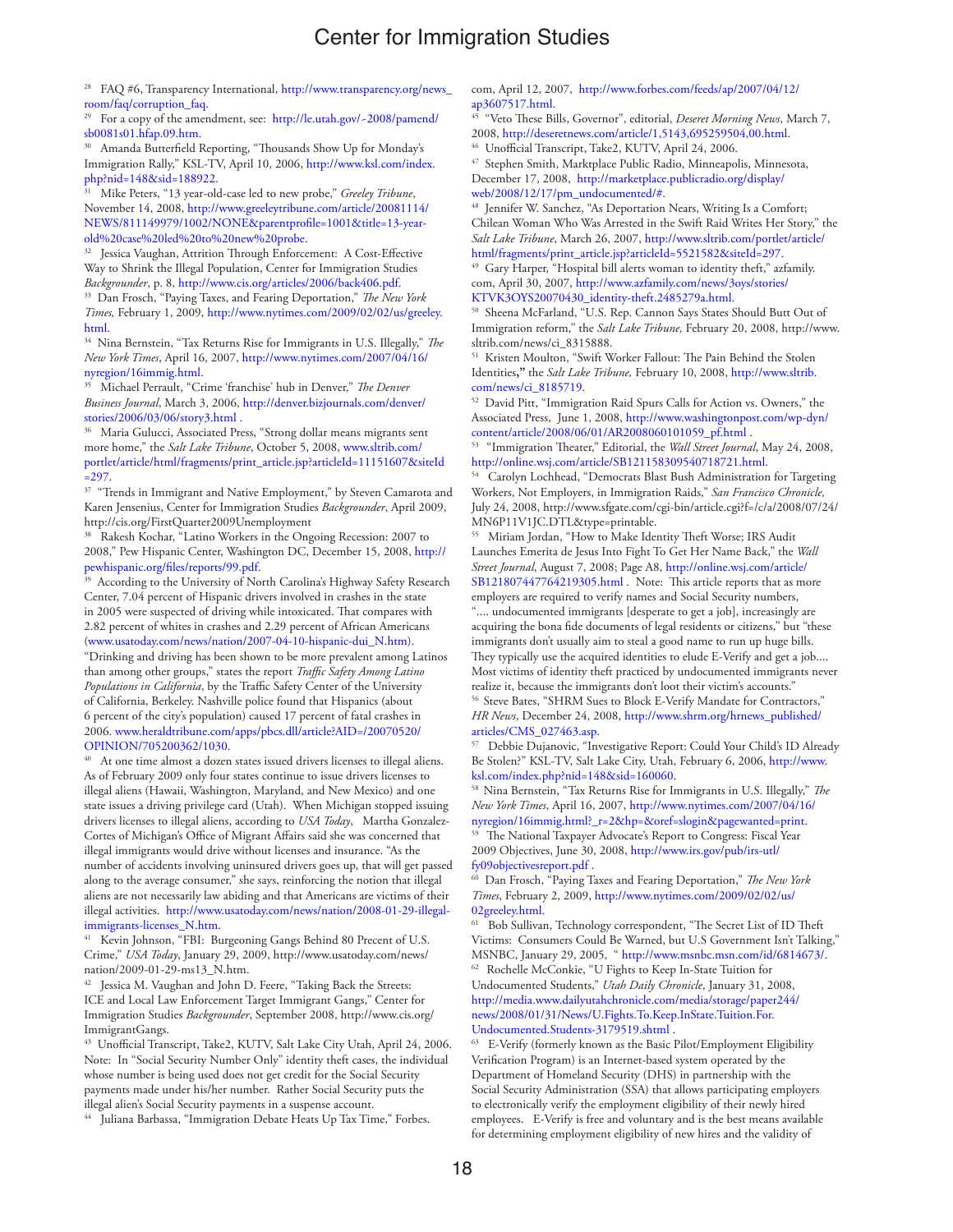[28] FAQ #6, Transparency International, http://www.transparency.org/news_room/faq/corruption_faq.

[29] For a copy of the amendment, see: http://le.utah.gov/~2008/pamend/sb0081s01.hfap.09.htm.

[30] Amanda Butterfield Reporting, "Thousands Show Up for Monday's Immigration Rally," KSL-TV, April 10, 2006, http://www.ksl.com/index.php?nid=148&sid=188922.

[31] Mike Peters, "13 year-old-case led to new probe," *Greeley Tribune*, November 14, 2008, http://www.greeleytribune.com/article/20081114/NEWS/811149979/1002/NONE&parentprofile=1001&title=13-year-old%20case%20led%20to%20new%20probe.

[32] Jessica Vaughan, Attrition Through Enforcement: A Cost-Effective Way to Shrink the Illegal Population, Center for Immigration Studies *Backgrounder*, p. 8, http://www.cis.org/articles/2006/back406.pdf.

[33] Dan Frosch, "Paying Taxes, and Fearing Deportation," *The New York Times*, February 1, 2009, http://www.nytimes.com/2009/02/02/us/greeley.html.

[34] Nina Bernstein, "Tax Returns Rise for Immigrants in U.S. Illegally," *The New York Times*, April 16, 2007, http://www.nytimes.com/2007/04/16/nyregion/16immig.html.

[35] Michael Perrault, "Crime 'franchise' hub in Denver," *The Denver Business Journal*, March 3, 2006, http://denver.bizjournals.com/denver/stories/2006/03/06/story3.html .

[36] Maria Gulucci, Associated Press, "Strong dollar means migrants sent more home," the *Salt Lake Tribune*, October 5, 2008, www.sltrib.com/portlet/article/html/fragments/print_article.jsp?articleId=11151607&siteId=297.

[37] "Trends in Immigrant and Native Employment," by Steven Camarota and Karen Jensenius, Center for Immigration Studies *Backgrounder*, April 2009, http://cis.org/FirstQuarter2009Unemployment

[38] Rakesh Kochar, "Latino Workers in the Ongoing Recession: 2007 to 2008," Pew Hispanic Center, Washington DC, December 15, 2008, http://pewhispanic.org/files/reports/99.pdf.

[39] According to the University of North Carolina's Highway Safety Research Center, 7.04 percent of Hispanic drivers involved in crashes in the state in 2005 were suspected of driving while intoxicated. That compares with 2.82 percent of whites in crashes and 2.29 percent of African Americans (www.usatoday.com/news/nation/2007-04-10-hispanic-dui_N.htm). "Drinking and driving has been shown to be more prevalent among Latinos than among other groups," states the report *Traffic Safety Among Latino Populations in California*, by the Traffic Safety Center of the University of California, Berkeley. Nashville police found that Hispanics (about 6 percent of the city's population) caused 17 percent of fatal crashes in 2006. www.heraldtribune.com/apps/pbcs.dll/article?AID=/20070520/OPINION/705200362/1030.

[40] At one time almost a dozen states issued drivers licenses to illegal aliens. As of February 2009 only four states continue to issue drivers licenses to illegal aliens (Hawaii, Washington, Maryland, and New Mexico) and one state issues a driving privilege card (Utah). When Michigan stopped issuing drivers licenses to illegal aliens, according to *USA Today*, Martha Gonzalez-Cortes of Michigan's Office of Migrant Affairs said she was concerned that illegal immigrants would drive without licenses and insurance. "As the number of accidents involving uninsured drivers goes up, that will get passed along to the average consumer," she says, reinforcing the notion that illegal aliens are not necessarily law abiding and that Americans are victims of their illegal activities. http://www.usatoday.com/news/nation/2008-01-29-illegal-immigrants-licenses_N.htm.

[41] Kevin Johnson, "FBI: Burgeoning Gangs Behind 80 Precent of U.S. Crime," *USA Today*, January 29, 2009, http://www.usatoday.com/news/nation/2009-01-29-ms13_N.htm.

[42] Jessica M. Vaughan and John D. Feere, "Taking Back the Streets: ICE and Local Law Enforcement Target Immigrant Gangs," Center for Immigration Studies *Backgrounder*, September 2008, http://www.cis.org/ImmigrantGangs.

[43] Unofficial Transcript, Take2, KUTV, Salt Lake City Utah, April 24, 2006. Note: In "Social Security Number Only" identity theft cases, the individual whose number is being used does not get credit for the Social Security payments made under his/her number. Rather Social Security puts the illegal alien's Social Security payments in a suspense account.

[44] Juliana Barbassa, "Immigration Debate Heats Up Tax Time," Forbes.com, April 12, 2007, http://www.forbes.com/feeds/ap/2007/04/12/ap3607517.html.

[45] "Veto These Bills, Governor", editorial, *Deseret Morning News*, March 7, 2008, http://deseretnews.com/article/1,5143,695259504,00.html.

[46] Unofficial Transcript, Take2, KUTV, April 24, 2006.

[47] Stephen Smith, Marktplace Public Radio, Minneapolis, Minnesota, December 17, 2008, http://marketplace.publicradio.org/display/web/2008/12/17/pm_undocumented/#.

[48] Jennifer W. Sanchez, "As Deportation Nears, Writing Is a Comfort; Chilean Woman Who Was Arrested in the Swift Raid Writes Her Story," the *Salt Lake Tribune*, March 26, 2007, http://www.sltrib.com/portlet/article/html/fragments/print_article.jsp?articleId=5521582&siteId=297.

[49] Gary Harper, "Hospital bill alerts woman to identity theft," azfamily.com, April 30, 2007, http://www.azfamily.com/news/3oys/stories/KTVK3OYS20070430_identity-theft.2485279a.html.

[50] Sheena McFarland, "U.S. Rep. Cannon Says States Should Butt Out of Immigration reform," the *Salt Lake Tribune,* February 20, 2008, http://www.sltrib.com/news/ci_8315888.

[51] Kristen Moulton, "Swift Worker Fallout: The Pain Behind the Stolen Identities**,"** the *Salt Lake Tribune,* February 10, 2008, http://www.sltrib.com/news/ci_8185719.

[52] David Pitt, "Immigration Raid Spurs Calls for Action vs. Owners," the Associated Press, June 1, 2008, http://www.washingtonpost.com/wp-dyn/content/article/2008/06/01/AR2008060101059_pf.html .

[53] "Immigration Theater," Editorial, the *Wall Street Journal*, May 24, 2008, http://online.wsj.com/article/SB121158309540718721.html.

[54] Carolyn Lochhead, "Democrats Blast Bush Administration for Targeting Workers, Not Employers, in Immigration Raids," *San Francisco Chronicle,* July 24, 2008, http://www.sfgate.com/cgi-bin/article.cgi?f=/c/a/2008/07/24/MN6P11V1JC.DTL&type=printable.

[55] Miriam Jordan, "How to Make Identity Theft Worse; IRS Audit Launches Emerita de Jesus Into Fight To Get Her Name Back," the *Wall Street Journal*, August 7, 2008; Page A8, http://online.wsj.com/article/SB121807447764219305.html . Note: This article reports that as more employers are required to verify names and Social Security numbers, ".... undocumented immigrants [desperate to get a job], increasingly are acquiring the bona fide documents of legal residents or citizens," but "these immigrants don't usually aim to steal a good name to run up huge bills. They typically use the acquired identities to elude E-Verify and get a job.... Most victims of identity theft practiced by undocumented immigrants never realize it, because the immigrants don't loot their victim's accounts."

[56] Steve Bates, "SHRM Sues to Block E-Verify Mandate for Contractors," *HR News*, December 24, 2008, http://www.shrm.org/hrnews_published/articles/CMS_027463.asp.

[57] Debbie Dujanovic, "Investigative Report: Could Your Child's ID Already Be Stolen?" KSL-TV, Salt Lake City, Utah, February 6, 2006, http://www.ksl.com/index.php?nid=148&sid=160060.

[58] Nina Bernstein, "Tax Returns Rise for Immigrants in U.S. Illegally," *The New York Times*, April 16, 2007, http://www.nytimes.com/2007/04/16/nyregion/16immig.html?_r=2&hp=&oref=slogin&pagewanted=print.

[59] The National Taxpayer Advocate's Report to Congress: Fiscal Year 2009 Objectives, June 30, 2008, http://www.irs.gov/pub/irs-utl/fy09objectivesreport.pdf .

[60] Dan Frosch, "Paying Taxes and Fearing Deportation," *The New York Times*, February 2, 2009, http://www.nytimes.com/2009/02/02/us/02greeley.html.

[61] Bob Sullivan, Technology correspondent, "The Secret List of ID Theft Victims: Consumers Could Be Warned, but U.S Government Isn't Talking," MSNBC, January 29, 2005, " http://www.msnbc.msn.com/id/6814673/.

[62] Rochelle McConkie, "U Fights to Keep In-State Tuition for Undocumented Students," *Utah Daily Chronicle*, January 31, 2008, http://media.www.dailyutahchronicle.com/media/storage/paper244/news/2008/01/31/News/U.Fights.To.Keep.InState.Tuition.For.Undocumented.Students-3179519.shtml .

[63] E-Verify (formerly known as the Basic Pilot/Employment Eligibility Verification Program) is an Internet-based system operated by the Department of Homeland Security (DHS) in partnership with the Social Security Administration (SSA) that allows participating employers to electronically verify the employment eligibility of their newly hired employees. E-Verify is free and voluntary and is the best means available for determining employment eligibility of new hires and the validity of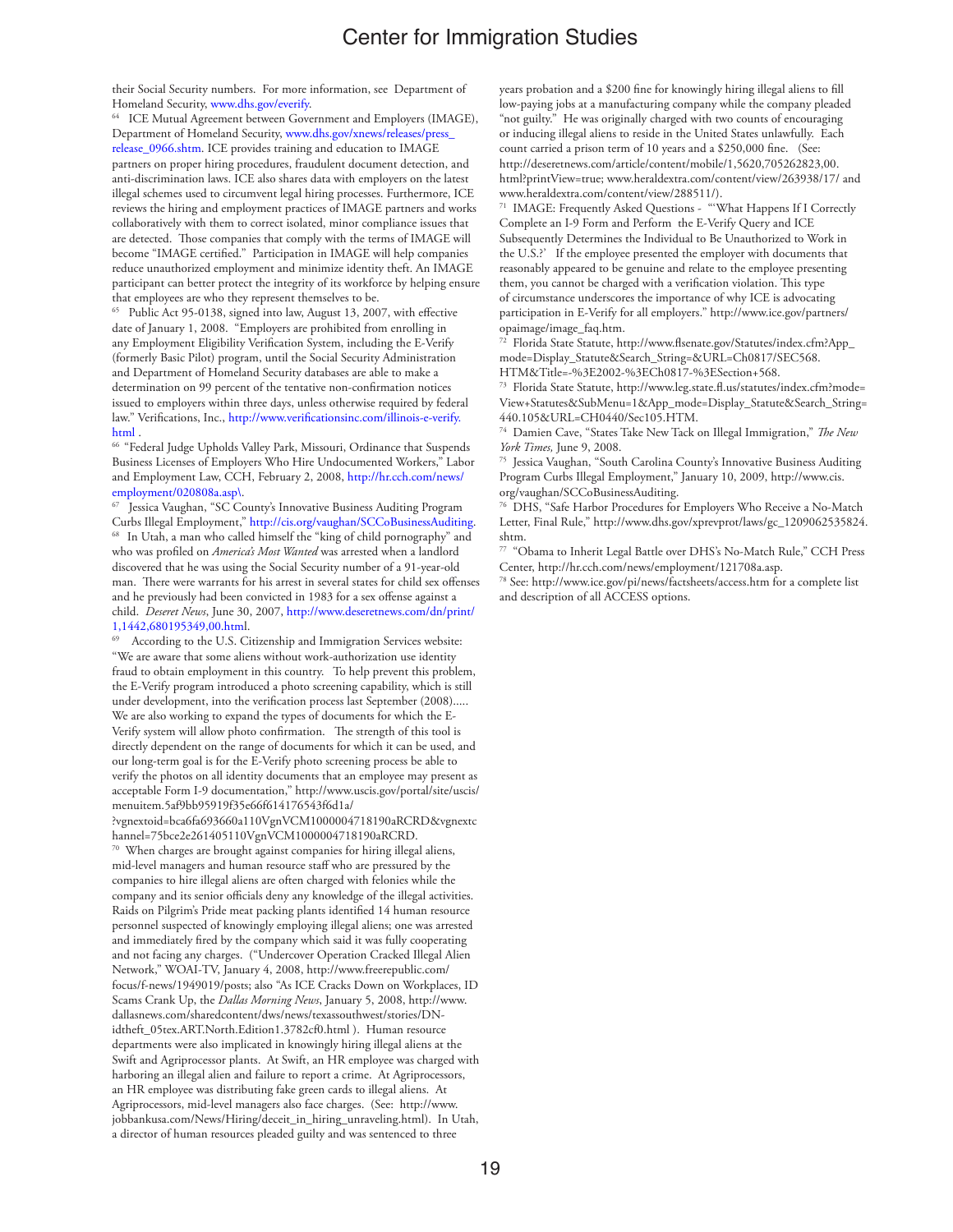their Social Security numbers. For more information, see Department of Homeland Security, www.dhs.gov/everify.

[64] ICE Mutual Agreement between Government and Employers (IMAGE), Department of Homeland Security, www.dhs.gov/xnews/releases/press_release_0966.shtm. ICE provides training and education to IMAGE partners on proper hiring procedures, fraudulent document detection, and anti-discrimination laws. ICE also shares data with employers on the latest illegal schemes used to circumvent legal hiring processes. Furthermore, ICE reviews the hiring and employment practices of IMAGE partners and works collaboratively with them to correct isolated, minor compliance issues that are detected. Those companies that comply with the terms of IMAGE will become "IMAGE certified." Participation in IMAGE will help companies reduce unauthorized employment and minimize identity theft. An IMAGE participant can better protect the integrity of its workforce by helping ensure that employees are who they represent themselves to be.

[65] Public Act 95-0138, signed into law, August 13, 2007, with effective date of January 1, 2008. "Employers are prohibited from enrolling in any Employment Eligibility Verification System, including the E-Verify (formerly Basic Pilot) program, until the Social Security Administration and Department of Homeland Security databases are able to make a determination on 99 percent of the tentative non-confirmation notices issued to employers within three days, unless otherwise required by federal law." Verifications, Inc., http://www.verificationsinc.com/illinois-e-verify.html .

[66] "Federal Judge Upholds Valley Park, Missouri, Ordinance that Suspends Business Licenses of Employers Who Hire Undocumented Workers," Labor and Employment Law, CCH, February 2, 2008, http://hr.cch.com/news/employment/020808a.asp\.

[67] Jessica Vaughan, "SC County's Innovative Business Auditing Program Curbs Illegal Employment," http://cis.org/vaughan/SCCoBusinessAuditing.

[68] In Utah, a man who called himself the "king of child pornography" and who was profiled on *America's Most Wanted* was arrested when a landlord discovered that he was using the Social Security number of a 91-year-old man. There were warrants for his arrest in several states for child sex offenses and he previously had been convicted in 1983 for a sex offense against a child. *Deseret News*, June 30, 2007, http://www.deseretnews.com/dn/print/1,1442,680195349,00.html.

[69] According to the U.S. Citizenship and Immigration Services website: "We are aware that some aliens without work-authorization use identity fraud to obtain employment in this country. To help prevent this problem, the E-Verify program introduced a photo screening capability, which is still under development, into the verification process last September (2008)..... We are also working to expand the types of documents for which the E-Verify system will allow photo confirmation. The strength of this tool is directly dependent on the range of documents for which it can be used, and our long-term goal is for the E-Verify photo screening process be able to verify the photos on all identity documents that an employee may present as acceptable Form I-9 documentation," http://www.uscis.gov/portal/site/uscis/menuitem.5af9bb95919f35e66f614176543f6d1a/?vgnextoid=bca6fa693660a110VgnVCM1000004718190aRCRD&vgnextchannel=75bce2e261405110VgnVCM1000004718190aRCRD.

[70] When charges are brought against companies for hiring illegal aliens, mid-level managers and human resource staff who are pressured by the companies to hire illegal aliens are often charged with felonies while the company and its senior officials deny any knowledge of the illegal activities. Raids on Pilgrim's Pride meat packing plants identified 14 human resource personnel suspected of knowingly employing illegal aliens; one was arrested and immediately fired by the company which said it was fully cooperating and not facing any charges. ("Undercover Operation Cracked Illegal Alien Network," WOAI-TV, January 4, 2008, http://www.freerepublic.com/focus/f-news/1949019/posts; also "As ICE Cracks Down on Workplaces, ID Scams Crank Up, the *Dallas Morning News*, January 5, 2008, http://www.dallasnews.com/sharedcontent/dws/news/texassouthwest/stories/DN-idtheft_05tex.ART.North.Edition1.3782cf0.html ). Human resource departments were also implicated in knowingly hiring illegal aliens at the Swift and Agriprocessor plants. At Swift, an HR employee was charged with harboring an illegal alien and failure to report a crime. At Agriprocessors, an HR employee was distributing fake green cards to illegal aliens. At Agriprocessors, mid-level managers also face charges. (See: http://www.jobbankusa.com/News/Hiring/deceit_in_hiring_unraveling.html). In Utah, a director of human resources pleaded guilty and was sentenced to three years probation and a $200 fine for knowingly hiring illegal aliens to fill low-paying jobs at a manufacturing company while the company pleaded "not guilty." He was originally charged with two counts of encouraging or inducing illegal aliens to reside in the United States unlawfully. Each count carried a prison term of 10 years and a $250,000 fine. (See: http://deseretnews.com/article/content/mobile/1,5620,705262823,00.html?printView=true; www.heraldextra.com/content/view/263938/17/ and www.heraldextra.com/content/view/288511/).

[71] IMAGE: Frequently Asked Questions - "'What Happens If I Correctly Complete an I-9 Form and Perform the E-Verify Query and ICE Subsequently Determines the Individual to Be Unauthorized to Work in the U.S.?' If the employee presented the employer with documents that reasonably appeared to be genuine and relate to the employee presenting them, you cannot be charged with a verification violation. This type of circumstance underscores the importance of why ICE is advocating participation in E-Verify for all employers." http://www.ice.gov/partners/opaimage/image_faq.htm.

[72] Florida State Statute, http://www.flsenate.gov/Statutes/index.cfm?App_mode=Display_Statute&Search_String=&URL=Ch0817/SEC568.HTM&Title=-%3E2002-%3ECh0817-%3ESection+568.

[73] Florida State Statute, http://www.leg.state.fl.us/statutes/index.cfm?mode=View+Statutes&SubMenu=1&App_mode=Display_Statute&Search_String=440.105&URL=CH0440/Sec105.HTM.

[74] Damien Cave, "States Take New Tack on Illegal Immigration," *The New York Times,* June 9, 2008.

[75] Jessica Vaughan, "South Carolina County's Innovative Business Auditing Program Curbs Illegal Employment," January 10, 2009, http://www.cis.org/vaughan/SCCoBusinessAuditing.

[76] DHS, "Safe Harbor Procedures for Employers Who Receive a No-Match Letter, Final Rule," http://www.dhs.gov/xprevprot/laws/gc_1209062535824.shtm.

[77] "Obama to Inherit Legal Battle over DHS's No-Match Rule," CCH Press Center, http://hr.cch.com/news/employment/121708a.asp.

[78] See: http://www.ice.gov/pi/news/factsheets/access.htm for a complete list and description of all ACCESS options.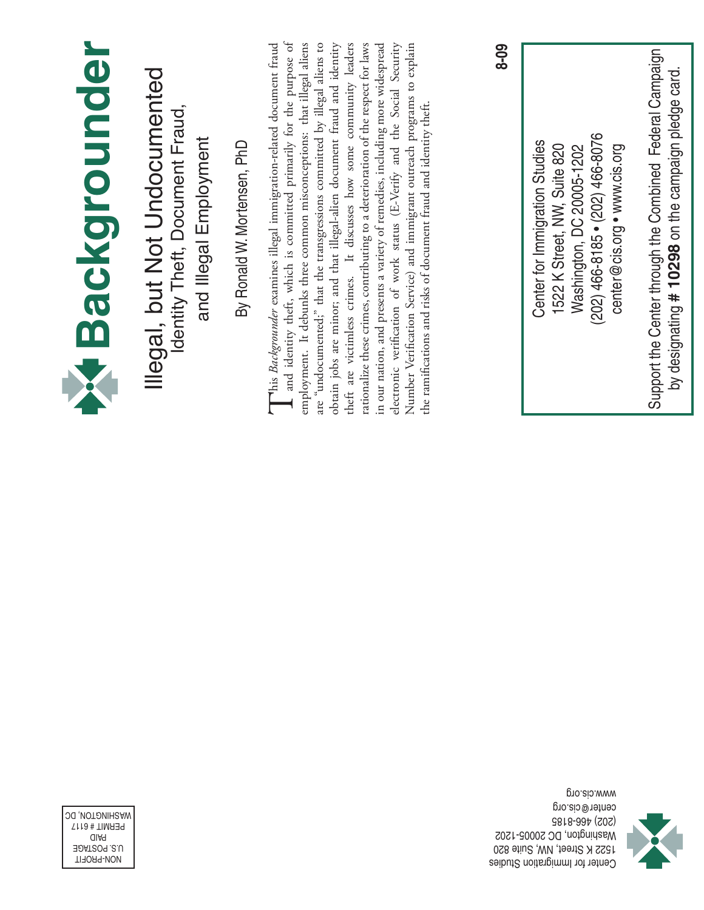# Backgrounder

## Illegal, but Not Undocumented
### Identity Theft, Document Fraud, and Illegal Employment

By Ronald W. Mortensen, PhD

This *Backgrounder* examines illegal immigration-related document fraud and identity theft, which is committed primarily for the purpose of employment. It debunks three common misconceptions: that illegal aliens are "undocumented;" that the transgressions committed by illegal aliens to obtain jobs are minor; and that illegal-alien document fraud and identity theft are victimless crimes. It discusses how some community leaders rationalize these crimes, contributing to a deterioration of the respect for laws in our nation, and presents a variety of remedies, including more widespread electronic verification of work status (E-Verify and the Social Security Number Verification Service) and immigrant outreach programs to explain the ramifications and risks of document fraud and identity theft.

8-09

Center for Immigration Studies
1522 K Street, NW, Suite 820
Washington, DC 20005-1202
(202) 466-8185 • (202) 466-8076
center@cis.org • www.cis.org

Support the Center through the Combined Federal Campaign by designating **# 10298** on the campaign pledge card.

Center for Immigration Studies
1522 K Street, NW, Suite 820
Washington, DC 20005-1202
(202) 466-8185
center@cis.org
www.cis.org

NON-PROFIT
U.S. POSTAGE
PAID
PERMIT # 6117
WASHINGTON, DC